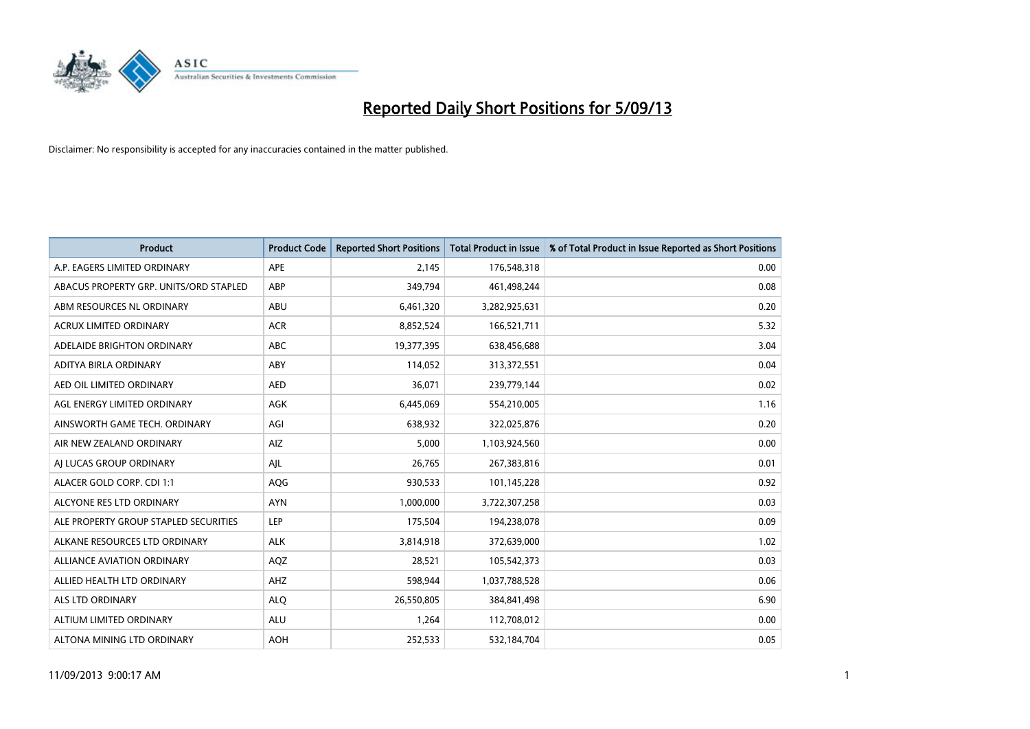# Reported Daily Short Positions for 5/09/13

Disclaimer: No responsibility is accepted for any inaccuracies contained in the matter published.

| Product | Product Code | Reported Short Positions | Total Product in Issue | % of Total Product in Issue Reported as Short Positions |
|---|---|---|---|---|
| A.P. EAGERS LIMITED ORDINARY | APE | 2,145 | 176,548,318 | 0.00 |
| ABACUS PROPERTY GRP. UNITS/ORD STAPLED | ABP | 349,794 | 461,498,244 | 0.08 |
| ABM RESOURCES NL ORDINARY | ABU | 6,461,320 | 3,282,925,631 | 0.20 |
| ACRUX LIMITED ORDINARY | ACR | 8,852,524 | 166,521,711 | 5.32 |
| ADELAIDE BRIGHTON ORDINARY | ABC | 19,377,395 | 638,456,688 | 3.04 |
| ADITYA BIRLA ORDINARY | ABY | 114,052 | 313,372,551 | 0.04 |
| AED OIL LIMITED ORDINARY | AED | 36,071 | 239,779,144 | 0.02 |
| AGL ENERGY LIMITED ORDINARY | AGK | 6,445,069 | 554,210,005 | 1.16 |
| AINSWORTH GAME TECH. ORDINARY | AGI | 638,932 | 322,025,876 | 0.20 |
| AIR NEW ZEALAND ORDINARY | AIZ | 5,000 | 1,103,924,560 | 0.00 |
| AJ LUCAS GROUP ORDINARY | AJL | 26,765 | 267,383,816 | 0.01 |
| ALACER GOLD CORP. CDI 1:1 | AQG | 930,533 | 101,145,228 | 0.92 |
| ALCYONE RES LTD ORDINARY | AYN | 1,000,000 | 3,722,307,258 | 0.03 |
| ALE PROPERTY GROUP STAPLED SECURITIES | LEP | 175,504 | 194,238,078 | 0.09 |
| ALKANE RESOURCES LTD ORDINARY | ALK | 3,814,918 | 372,639,000 | 1.02 |
| ALLIANCE AVIATION ORDINARY | AQZ | 28,521 | 105,542,373 | 0.03 |
| ALLIED HEALTH LTD ORDINARY | AHZ | 598,944 | 1,037,788,528 | 0.06 |
| ALS LTD ORDINARY | ALQ | 26,550,805 | 384,841,498 | 6.90 |
| ALTIUM LIMITED ORDINARY | ALU | 1,264 | 112,708,012 | 0.00 |
| ALTONA MINING LTD ORDINARY | AOH | 252,533 | 532,184,704 | 0.05 |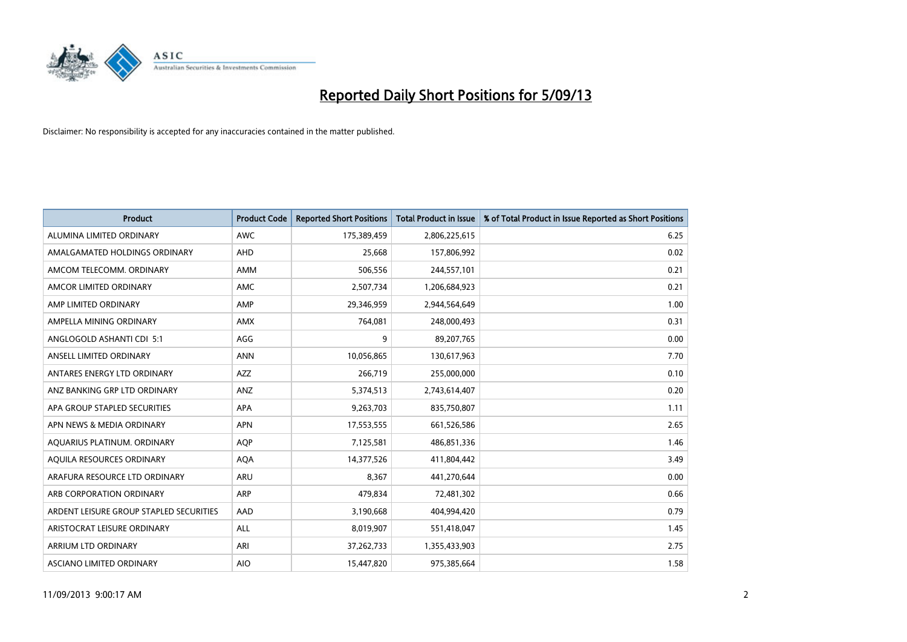# Reported Daily Short Positions for 5/09/13

Disclaimer: No responsibility is accepted for any inaccuracies contained in the matter published.

| Product | Product Code | Reported Short Positions | Total Product in Issue | % of Total Product in Issue Reported as Short Positions |
|---|---|---|---|---|
| ALUMINA LIMITED ORDINARY | AWC | 175,389,459 | 2,806,225,615 | 6.25 |
| AMALGAMATED HOLDINGS ORDINARY | AHD | 25,668 | 157,806,992 | 0.02 |
| AMCOM TELECOMM. ORDINARY | AMM | 506,556 | 244,557,101 | 0.21 |
| AMCOR LIMITED ORDINARY | AMC | 2,507,734 | 1,206,684,923 | 0.21 |
| AMP LIMITED ORDINARY | AMP | 29,346,959 | 2,944,564,649 | 1.00 |
| AMPELLA MINING ORDINARY | AMX | 764,081 | 248,000,493 | 0.31 |
| ANGLOGOLD ASHANTI CDI 5:1 | AGG | 9 | 89,207,765 | 0.00 |
| ANSELL LIMITED ORDINARY | ANN | 10,056,865 | 130,617,963 | 7.70 |
| ANTARES ENERGY LTD ORDINARY | AZZ | 266,719 | 255,000,000 | 0.10 |
| ANZ BANKING GRP LTD ORDINARY | ANZ | 5,374,513 | 2,743,614,407 | 0.20 |
| APA GROUP STAPLED SECURITIES | APA | 9,263,703 | 835,750,807 | 1.11 |
| APN NEWS & MEDIA ORDINARY | APN | 17,553,555 | 661,526,586 | 2.65 |
| AQUARIUS PLATINUM. ORDINARY | AQP | 7,125,581 | 486,851,336 | 1.46 |
| AQUILA RESOURCES ORDINARY | AQA | 14,377,526 | 411,804,442 | 3.49 |
| ARAFURA RESOURCE LTD ORDINARY | ARU | 8,367 | 441,270,644 | 0.00 |
| ARB CORPORATION ORDINARY | ARP | 479,834 | 72,481,302 | 0.66 |
| ARDENT LEISURE GROUP STAPLED SECURITIES | AAD | 3,190,668 | 404,994,420 | 0.79 |
| ARISTOCRAT LEISURE ORDINARY | ALL | 8,019,907 | 551,418,047 | 1.45 |
| ARRIUM LTD ORDINARY | ARI | 37,262,733 | 1,355,433,903 | 2.75 |
| ASCIANO LIMITED ORDINARY | AIO | 15,447,820 | 975,385,664 | 1.58 |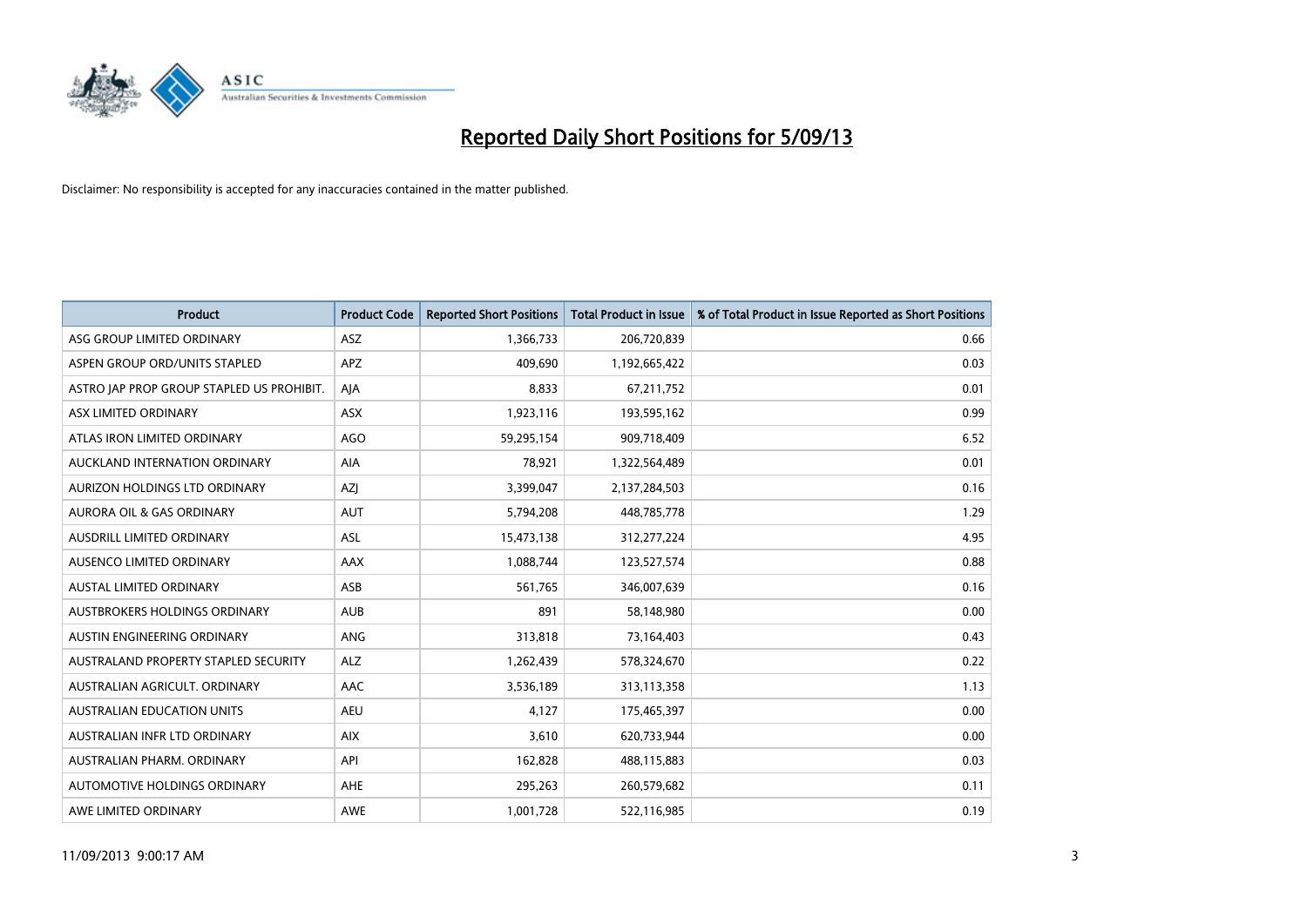# Reported Daily Short Positions for 5/09/13

Disclaimer: No responsibility is accepted for any inaccuracies contained in the matter published.

| Product | Product Code | Reported Short Positions | Total Product in Issue | % of Total Product in Issue Reported as Short Positions |
|---|---|---|---|---|
| ASG GROUP LIMITED ORDINARY | ASZ | 1,366,733 | 206,720,839 | 0.66 |
| ASPEN GROUP ORD/UNITS STAPLED | APZ | 409,690 | 1,192,665,422 | 0.03 |
| ASTRO JAP PROP GROUP STAPLED US PROHIBIT. | AJA | 8,833 | 67,211,752 | 0.01 |
| ASX LIMITED ORDINARY | ASX | 1,923,116 | 193,595,162 | 0.99 |
| ATLAS IRON LIMITED ORDINARY | AGO | 59,295,154 | 909,718,409 | 6.52 |
| AUCKLAND INTERNATION ORDINARY | AIA | 78,921 | 1,322,564,489 | 0.01 |
| AURIZON HOLDINGS LTD ORDINARY | AZJ | 3,399,047 | 2,137,284,503 | 0.16 |
| AURORA OIL & GAS ORDINARY | AUT | 5,794,208 | 448,785,778 | 1.29 |
| AUSDRILL LIMITED ORDINARY | ASL | 15,473,138 | 312,277,224 | 4.95 |
| AUSENCO LIMITED ORDINARY | AAX | 1,088,744 | 123,527,574 | 0.88 |
| AUSTAL LIMITED ORDINARY | ASB | 561,765 | 346,007,639 | 0.16 |
| AUSTBROKERS HOLDINGS ORDINARY | AUB | 891 | 58,148,980 | 0.00 |
| AUSTIN ENGINEERING ORDINARY | ANG | 313,818 | 73,164,403 | 0.43 |
| AUSTRALAND PROPERTY STAPLED SECURITY | ALZ | 1,262,439 | 578,324,670 | 0.22 |
| AUSTRALIAN AGRICULT. ORDINARY | AAC | 3,536,189 | 313,113,358 | 1.13 |
| AUSTRALIAN EDUCATION UNITS | AEU | 4,127 | 175,465,397 | 0.00 |
| AUSTRALIAN INFR LTD ORDINARY | AIX | 3,610 | 620,733,944 | 0.00 |
| AUSTRALIAN PHARM. ORDINARY | API | 162,828 | 488,115,883 | 0.03 |
| AUTOMOTIVE HOLDINGS ORDINARY | AHE | 295,263 | 260,579,682 | 0.11 |
| AWE LIMITED ORDINARY | AWE | 1,001,728 | 522,116,985 | 0.19 |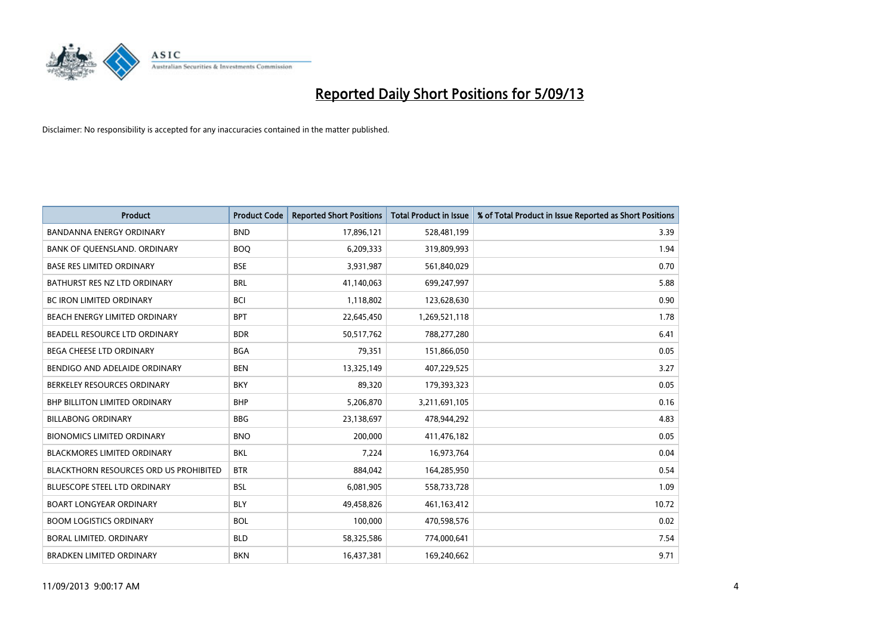# Reported Daily Short Positions for 5/09/13

Disclaimer: No responsibility is accepted for any inaccuracies contained in the matter published.

| Product | Product Code | Reported Short Positions | Total Product in Issue | % of Total Product in Issue Reported as Short Positions |
|---|---|---|---|---|
| BANDANNA ENERGY ORDINARY | BND | 17,896,121 | 528,481,199 | 3.39 |
| BANK OF QUEENSLAND. ORDINARY | BOQ | 6,209,333 | 319,809,993 | 1.94 |
| BASE RES LIMITED ORDINARY | BSE | 3,931,987 | 561,840,029 | 0.70 |
| BATHURST RES NZ LTD ORDINARY | BRL | 41,140,063 | 699,247,997 | 5.88 |
| BC IRON LIMITED ORDINARY | BCI | 1,118,802 | 123,628,630 | 0.90 |
| BEACH ENERGY LIMITED ORDINARY | BPT | 22,645,450 | 1,269,521,118 | 1.78 |
| BEADELL RESOURCE LTD ORDINARY | BDR | 50,517,762 | 788,277,280 | 6.41 |
| BEGA CHEESE LTD ORDINARY | BGA | 79,351 | 151,866,050 | 0.05 |
| BENDIGO AND ADELAIDE ORDINARY | BEN | 13,325,149 | 407,229,525 | 3.27 |
| BERKELEY RESOURCES ORDINARY | BKY | 89,320 | 179,393,323 | 0.05 |
| BHP BILLITON LIMITED ORDINARY | BHP | 5,206,870 | 3,211,691,105 | 0.16 |
| BILLABONG ORDINARY | BBG | 23,138,697 | 478,944,292 | 4.83 |
| BIONOMICS LIMITED ORDINARY | BNO | 200,000 | 411,476,182 | 0.05 |
| BLACKMORES LIMITED ORDINARY | BKL | 7,224 | 16,973,764 | 0.04 |
| BLACKTHORN RESOURCES ORD US PROHIBITED | BTR | 884,042 | 164,285,950 | 0.54 |
| BLUESCOPE STEEL LTD ORDINARY | BSL | 6,081,905 | 558,733,728 | 1.09 |
| BOART LONGYEAR ORDINARY | BLY | 49,458,826 | 461,163,412 | 10.72 |
| BOOM LOGISTICS ORDINARY | BOL | 100,000 | 470,598,576 | 0.02 |
| BORAL LIMITED. ORDINARY | BLD | 58,325,586 | 774,000,641 | 7.54 |
| BRADKEN LIMITED ORDINARY | BKN | 16,437,381 | 169,240,662 | 9.71 |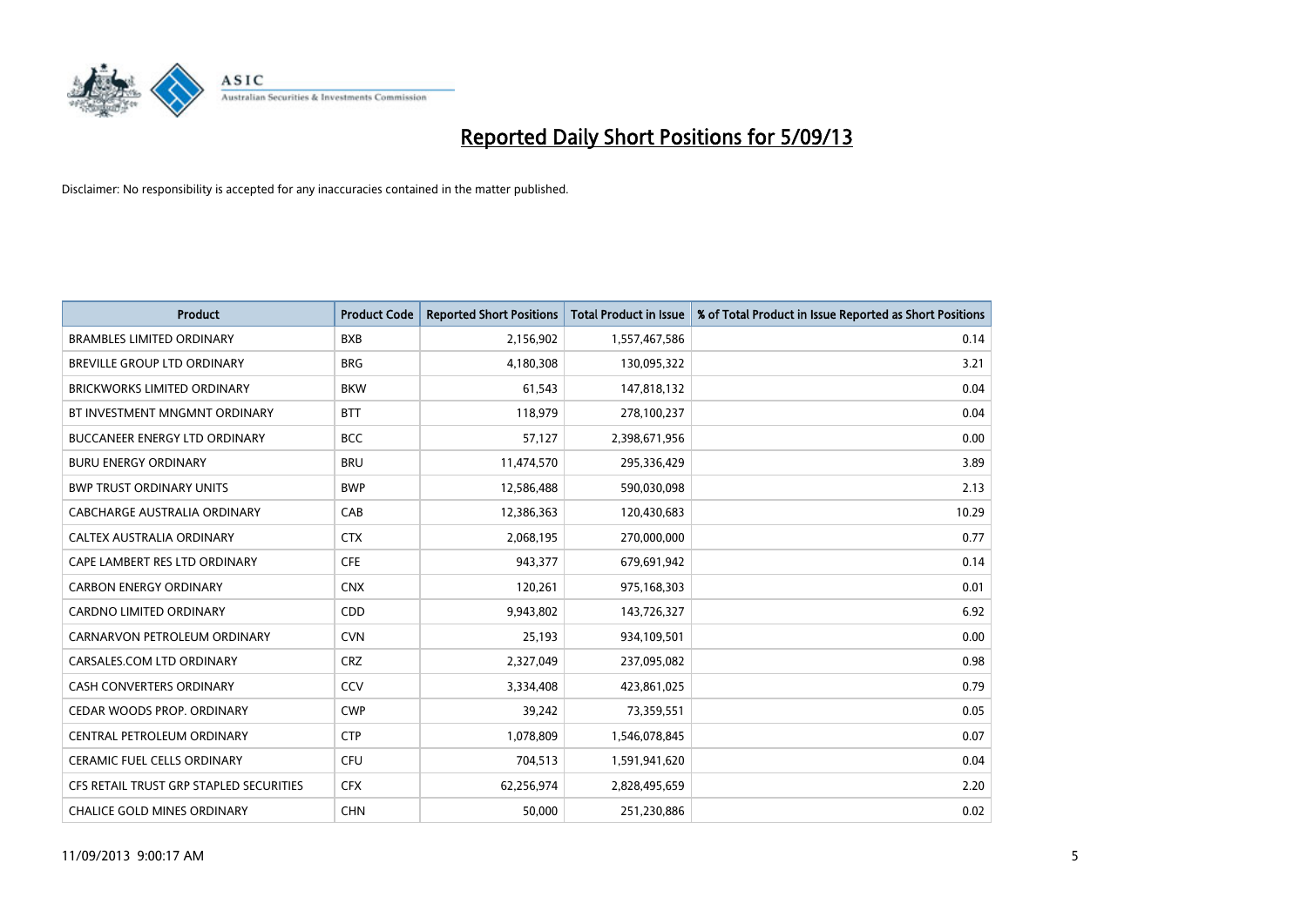# Reported Daily Short Positions for 5/09/13

Disclaimer: No responsibility is accepted for any inaccuracies contained in the matter published.

| Product | Product Code | Reported Short Positions | Total Product in Issue | % of Total Product in Issue Reported as Short Positions |
|---|---|---|---|---|
| BRAMBLES LIMITED ORDINARY | BXB | 2,156,902 | 1,557,467,586 | 0.14 |
| BREVILLE GROUP LTD ORDINARY | BRG | 4,180,308 | 130,095,322 | 3.21 |
| BRICKWORKS LIMITED ORDINARY | BKW | 61,543 | 147,818,132 | 0.04 |
| BT INVESTMENT MNGMNT ORDINARY | BTT | 118,979 | 278,100,237 | 0.04 |
| BUCCANEER ENERGY LTD ORDINARY | BCC | 57,127 | 2,398,671,956 | 0.00 |
| BURU ENERGY ORDINARY | BRU | 11,474,570 | 295,336,429 | 3.89 |
| BWP TRUST ORDINARY UNITS | BWP | 12,586,488 | 590,030,098 | 2.13 |
| CABCHARGE AUSTRALIA ORDINARY | CAB | 12,386,363 | 120,430,683 | 10.29 |
| CALTEX AUSTRALIA ORDINARY | CTX | 2,068,195 | 270,000,000 | 0.77 |
| CAPE LAMBERT RES LTD ORDINARY | CFE | 943,377 | 679,691,942 | 0.14 |
| CARBON ENERGY ORDINARY | CNX | 120,261 | 975,168,303 | 0.01 |
| CARDNO LIMITED ORDINARY | CDD | 9,943,802 | 143,726,327 | 6.92 |
| CARNARVON PETROLEUM ORDINARY | CVN | 25,193 | 934,109,501 | 0.00 |
| CARSALES.COM LTD ORDINARY | CRZ | 2,327,049 | 237,095,082 | 0.98 |
| CASH CONVERTERS ORDINARY | CCV | 3,334,408 | 423,861,025 | 0.79 |
| CEDAR WOODS PROP. ORDINARY | CWP | 39,242 | 73,359,551 | 0.05 |
| CENTRAL PETROLEUM ORDINARY | CTP | 1,078,809 | 1,546,078,845 | 0.07 |
| CERAMIC FUEL CELLS ORDINARY | CFU | 704,513 | 1,591,941,620 | 0.04 |
| CFS RETAIL TRUST GRP STAPLED SECURITIES | CFX | 62,256,974 | 2,828,495,659 | 2.20 |
| CHALICE GOLD MINES ORDINARY | CHN | 50,000 | 251,230,886 | 0.02 |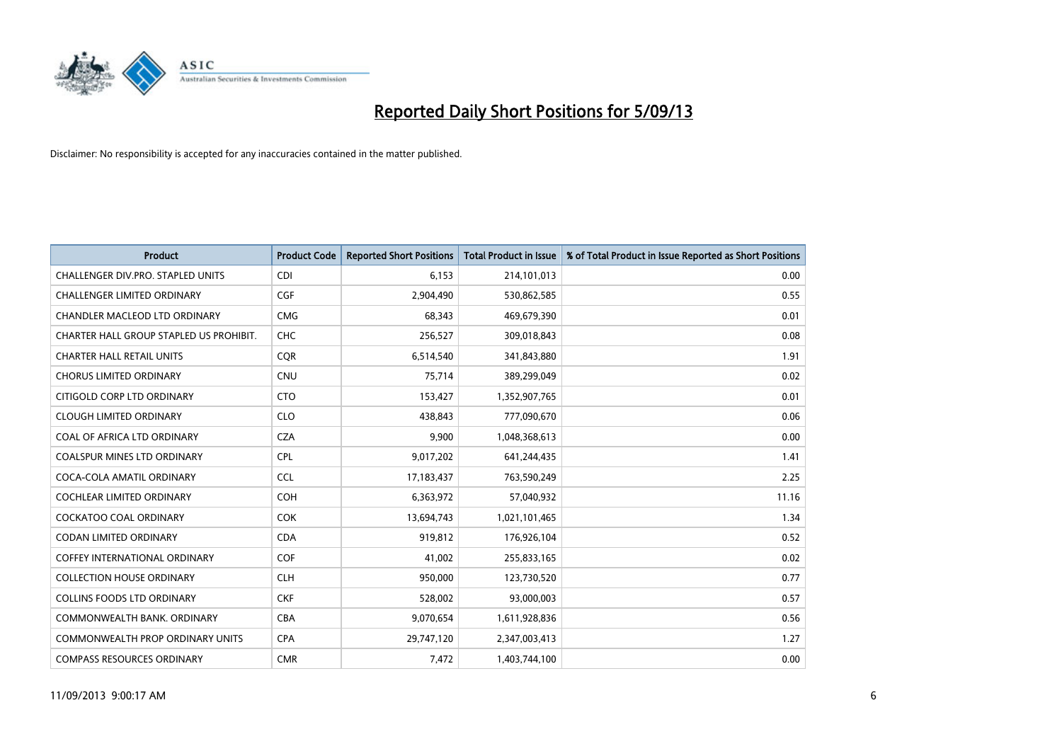# Reported Daily Short Positions for 5/09/13

Disclaimer: No responsibility is accepted for any inaccuracies contained in the matter published.

| Product | Product Code | Reported Short Positions | Total Product in Issue | % of Total Product in Issue Reported as Short Positions |
|---|---|---|---|---|
| CHALLENGER DIV.PRO. STAPLED UNITS | CDI | 6,153 | 214,101,013 | 0.00 |
| CHALLENGER LIMITED ORDINARY | CGF | 2,904,490 | 530,862,585 | 0.55 |
| CHANDLER MACLEOD LTD ORDINARY | CMG | 68,343 | 469,679,390 | 0.01 |
| CHARTER HALL GROUP STAPLED US PROHIBIT. | CHC | 256,527 | 309,018,843 | 0.08 |
| CHARTER HALL RETAIL UNITS | CQR | 6,514,540 | 341,843,880 | 1.91 |
| CHORUS LIMITED ORDINARY | CNU | 75,714 | 389,299,049 | 0.02 |
| CITIGOLD CORP LTD ORDINARY | CTO | 153,427 | 1,352,907,765 | 0.01 |
| CLOUGH LIMITED ORDINARY | CLO | 438,843 | 777,090,670 | 0.06 |
| COAL OF AFRICA LTD ORDINARY | CZA | 9,900 | 1,048,368,613 | 0.00 |
| COALSPUR MINES LTD ORDINARY | CPL | 9,017,202 | 641,244,435 | 1.41 |
| COCA-COLA AMATIL ORDINARY | CCL | 17,183,437 | 763,590,249 | 2.25 |
| COCHLEAR LIMITED ORDINARY | COH | 6,363,972 | 57,040,932 | 11.16 |
| COCKATOO COAL ORDINARY | COK | 13,694,743 | 1,021,101,465 | 1.34 |
| CODAN LIMITED ORDINARY | CDA | 919,812 | 176,926,104 | 0.52 |
| COFFEY INTERNATIONAL ORDINARY | COF | 41,002 | 255,833,165 | 0.02 |
| COLLECTION HOUSE ORDINARY | CLH | 950,000 | 123,730,520 | 0.77 |
| COLLINS FOODS LTD ORDINARY | CKF | 528,002 | 93,000,003 | 0.57 |
| COMMONWEALTH BANK. ORDINARY | CBA | 9,070,654 | 1,611,928,836 | 0.56 |
| COMMONWEALTH PROP ORDINARY UNITS | CPA | 29,747,120 | 2,347,003,413 | 1.27 |
| COMPASS RESOURCES ORDINARY | CMR | 7,472 | 1,403,744,100 | 0.00 |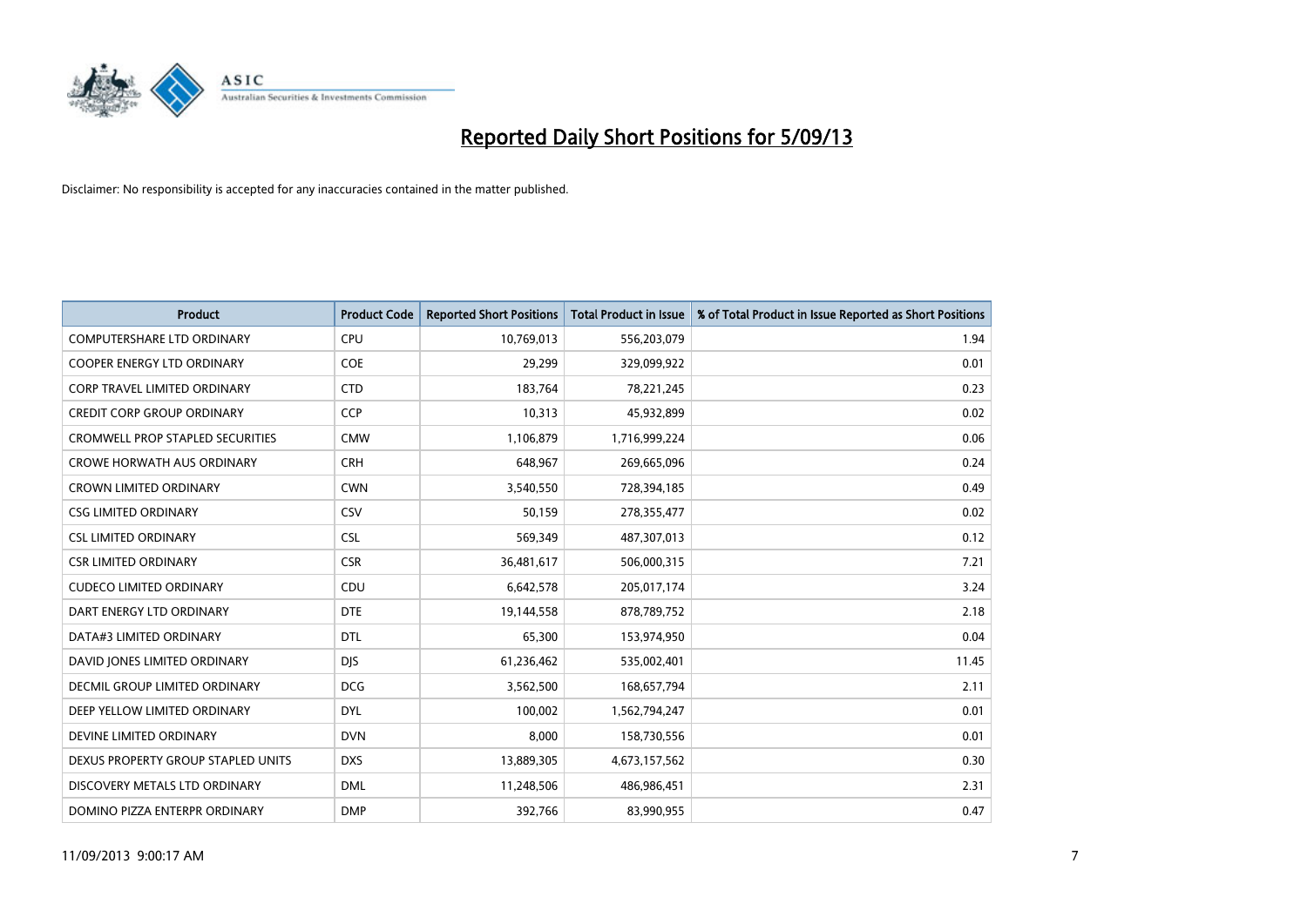# Reported Daily Short Positions for 5/09/13

Disclaimer: No responsibility is accepted for any inaccuracies contained in the matter published.

| Product | Product Code | Reported Short Positions | Total Product in Issue | % of Total Product in Issue Reported as Short Positions |
|---|---|---|---|---|
| COMPUTERSHARE LTD ORDINARY | CPU | 10,769,013 | 556,203,079 | 1.94 |
| COOPER ENERGY LTD ORDINARY | COE | 29,299 | 329,099,922 | 0.01 |
| CORP TRAVEL LIMITED ORDINARY | CTD | 183,764 | 78,221,245 | 0.23 |
| CREDIT CORP GROUP ORDINARY | CCP | 10,313 | 45,932,899 | 0.02 |
| CROMWELL PROP STAPLED SECURITIES | CMW | 1,106,879 | 1,716,999,224 | 0.06 |
| CROWE HORWATH AUS ORDINARY | CRH | 648,967 | 269,665,096 | 0.24 |
| CROWN LIMITED ORDINARY | CWN | 3,540,550 | 728,394,185 | 0.49 |
| CSG LIMITED ORDINARY | CSV | 50,159 | 278,355,477 | 0.02 |
| CSL LIMITED ORDINARY | CSL | 569,349 | 487,307,013 | 0.12 |
| CSR LIMITED ORDINARY | CSR | 36,481,617 | 506,000,315 | 7.21 |
| CUDECO LIMITED ORDINARY | CDU | 6,642,578 | 205,017,174 | 3.24 |
| DART ENERGY LTD ORDINARY | DTE | 19,144,558 | 878,789,752 | 2.18 |
| DATA#3 LIMITED ORDINARY | DTL | 65,300 | 153,974,950 | 0.04 |
| DAVID JONES LIMITED ORDINARY | DJS | 61,236,462 | 535,002,401 | 11.45 |
| DECMIL GROUP LIMITED ORDINARY | DCG | 3,562,500 | 168,657,794 | 2.11 |
| DEEP YELLOW LIMITED ORDINARY | DYL | 100,002 | 1,562,794,247 | 0.01 |
| DEVINE LIMITED ORDINARY | DVN | 8,000 | 158,730,556 | 0.01 |
| DEXUS PROPERTY GROUP STAPLED UNITS | DXS | 13,889,305 | 4,673,157,562 | 0.30 |
| DISCOVERY METALS LTD ORDINARY | DML | 11,248,506 | 486,986,451 | 2.31 |
| DOMINO PIZZA ENTERPR ORDINARY | DMP | 392,766 | 83,990,955 | 0.47 |

11/09/2013 9:00:17 AM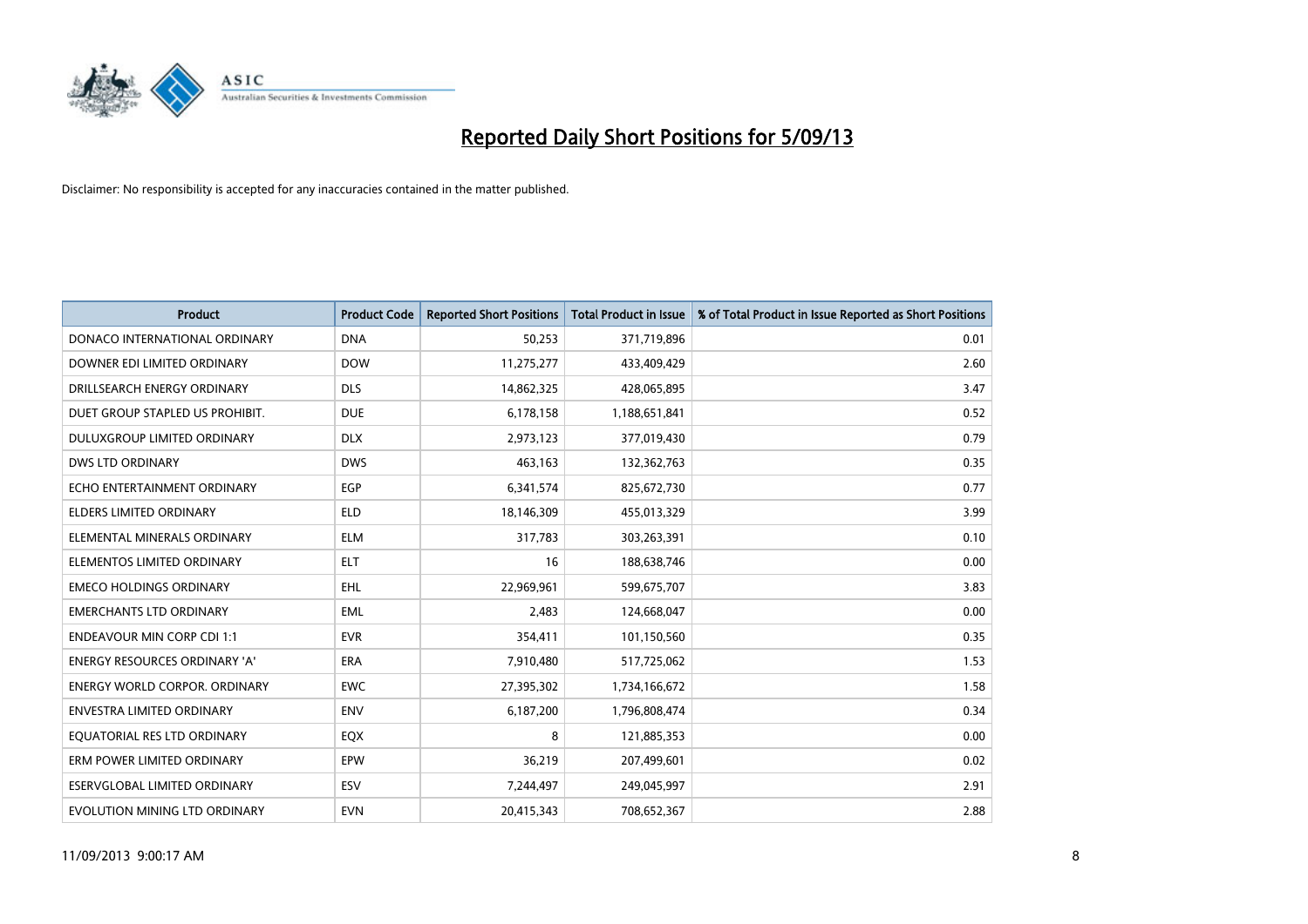# Reported Daily Short Positions for 5/09/13

Disclaimer: No responsibility is accepted for any inaccuracies contained in the matter published.

| Product | Product Code | Reported Short Positions | Total Product in Issue | % of Total Product in Issue Reported as Short Positions |
|---|---|---|---|---|
| DONACO INTERNATIONAL ORDINARY | DNA | 50,253 | 371,719,896 | 0.01 |
| DOWNER EDI LIMITED ORDINARY | DOW | 11,275,277 | 433,409,429 | 2.60 |
| DRILLSEARCH ENERGY ORDINARY | DLS | 14,862,325 | 428,065,895 | 3.47 |
| DUET GROUP STAPLED US PROHIBIT. | DUE | 6,178,158 | 1,188,651,841 | 0.52 |
| DULUXGROUP LIMITED ORDINARY | DLX | 2,973,123 | 377,019,430 | 0.79 |
| DWS LTD ORDINARY | DWS | 463,163 | 132,362,763 | 0.35 |
| ECHO ENTERTAINMENT ORDINARY | EGP | 6,341,574 | 825,672,730 | 0.77 |
| ELDERS LIMITED ORDINARY | ELD | 18,146,309 | 455,013,329 | 3.99 |
| ELEMENTAL MINERALS ORDINARY | ELM | 317,783 | 303,263,391 | 0.10 |
| ELEMENTOS LIMITED ORDINARY | ELT | 16 | 188,638,746 | 0.00 |
| EMECO HOLDINGS ORDINARY | EHL | 22,969,961 | 599,675,707 | 3.83 |
| EMERCHANTS LTD ORDINARY | EML | 2,483 | 124,668,047 | 0.00 |
| ENDEAVOUR MIN CORP CDI 1:1 | EVR | 354,411 | 101,150,560 | 0.35 |
| ENERGY RESOURCES ORDINARY 'A' | ERA | 7,910,480 | 517,725,062 | 1.53 |
| ENERGY WORLD CORPOR. ORDINARY | EWC | 27,395,302 | 1,734,166,672 | 1.58 |
| ENVESTRA LIMITED ORDINARY | ENV | 6,187,200 | 1,796,808,474 | 0.34 |
| EQUATORIAL RES LTD ORDINARY | EQX | 8 | 121,885,353 | 0.00 |
| ERM POWER LIMITED ORDINARY | EPW | 36,219 | 207,499,601 | 0.02 |
| ESERVGLOBAL LIMITED ORDINARY | ESV | 7,244,497 | 249,045,997 | 2.91 |
| EVOLUTION MINING LTD ORDINARY | EVN | 20,415,343 | 708,652,367 | 2.88 |

11/09/2013 9:00:17 AM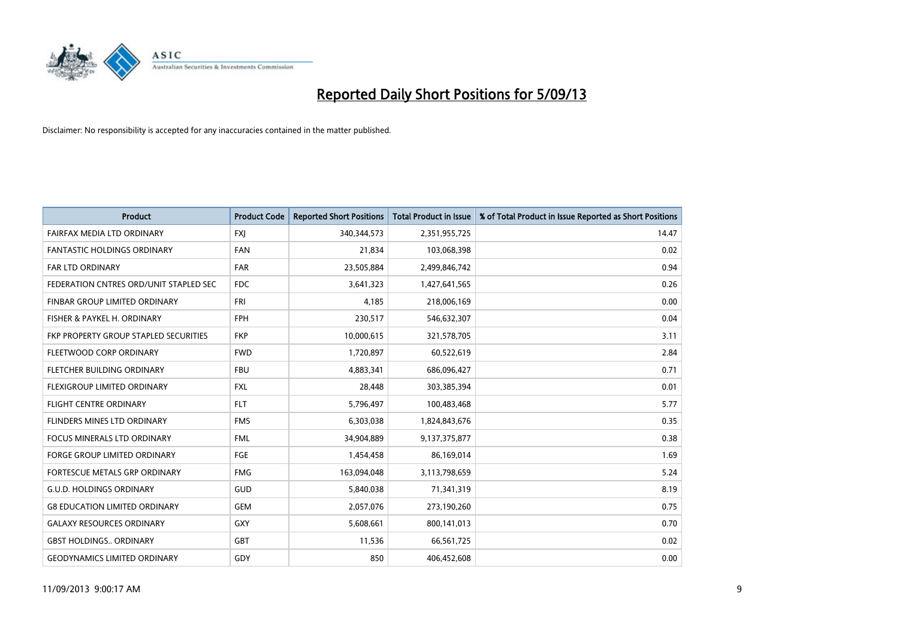# Reported Daily Short Positions for 5/09/13

Disclaimer: No responsibility is accepted for any inaccuracies contained in the matter published.

| Product | Product Code | Reported Short Positions | Total Product in Issue | % of Total Product in Issue Reported as Short Positions |
|---|---|---|---|---|
| FAIRFAX MEDIA LTD ORDINARY | FXJ | 340,344,573 | 2,351,955,725 | 14.47 |
| FANTASTIC HOLDINGS ORDINARY | FAN | 21,834 | 103,068,398 | 0.02 |
| FAR LTD ORDINARY | FAR | 23,505,884 | 2,499,846,742 | 0.94 |
| FEDERATION CNTRES ORD/UNIT STAPLED SEC | FDC | 3,641,323 | 1,427,641,565 | 0.26 |
| FINBAR GROUP LIMITED ORDINARY | FRI | 4,185 | 218,006,169 | 0.00 |
| FISHER & PAYKEL H. ORDINARY | FPH | 230,517 | 546,632,307 | 0.04 |
| FKP PROPERTY GROUP STAPLED SECURITIES | FKP | 10,000,615 | 321,578,705 | 3.11 |
| FLEETWOOD CORP ORDINARY | FWD | 1,720,897 | 60,522,619 | 2.84 |
| FLETCHER BUILDING ORDINARY | FBU | 4,883,341 | 686,096,427 | 0.71 |
| FLEXIGROUP LIMITED ORDINARY | FXL | 28,448 | 303,385,394 | 0.01 |
| FLIGHT CENTRE ORDINARY | FLT | 5,796,497 | 100,483,468 | 5.77 |
| FLINDERS MINES LTD ORDINARY | FMS | 6,303,038 | 1,824,843,676 | 0.35 |
| FOCUS MINERALS LTD ORDINARY | FML | 34,904,889 | 9,137,375,877 | 0.38 |
| FORGE GROUP LIMITED ORDINARY | FGE | 1,454,458 | 86,169,014 | 1.69 |
| FORTESCUE METALS GRP ORDINARY | FMG | 163,094,048 | 3,113,798,659 | 5.24 |
| G.U.D. HOLDINGS ORDINARY | GUD | 5,840,038 | 71,341,319 | 8.19 |
| G8 EDUCATION LIMITED ORDINARY | GEM | 2,057,076 | 273,190,260 | 0.75 |
| GALAXY RESOURCES ORDINARY | GXY | 5,608,661 | 800,141,013 | 0.70 |
| GBST HOLDINGS.. ORDINARY | GBT | 11,536 | 66,561,725 | 0.02 |
| GEODYNAMICS LIMITED ORDINARY | GDY | 850 | 406,452,608 | 0.00 |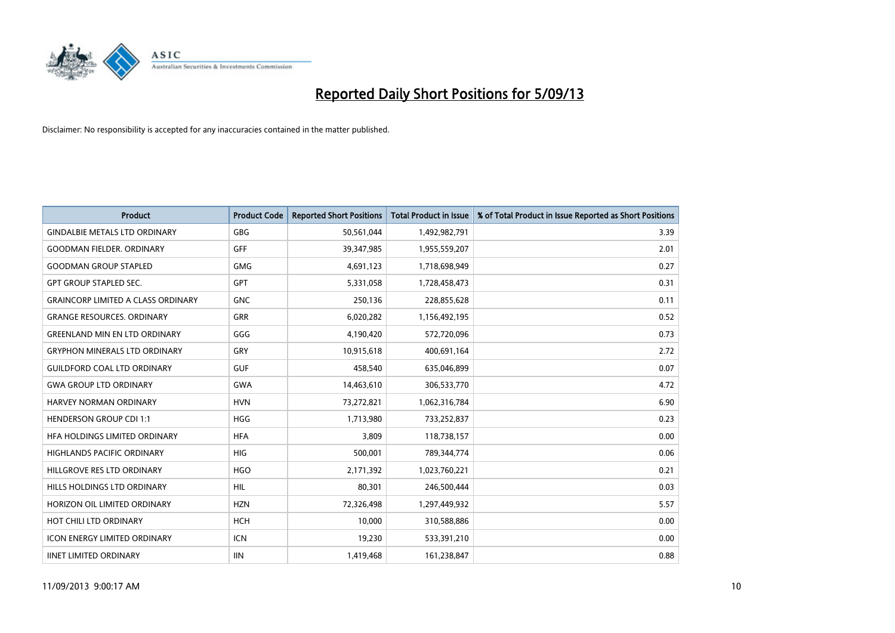# Reported Daily Short Positions for 5/09/13

Disclaimer: No responsibility is accepted for any inaccuracies contained in the matter published.

| Product | Product Code | Reported Short Positions | Total Product in Issue | % of Total Product in Issue Reported as Short Positions |
|---|---|---|---|---|
| GINDALBIE METALS LTD ORDINARY | GBG | 50,561,044 | 1,492,982,791 | 3.39 |
| GOODMAN FIELDER. ORDINARY | GFF | 39,347,985 | 1,955,559,207 | 2.01 |
| GOODMAN GROUP STAPLED | GMG | 4,691,123 | 1,718,698,949 | 0.27 |
| GPT GROUP STAPLED SEC. | GPT | 5,331,058 | 1,728,458,473 | 0.31 |
| GRAINCORP LIMITED A CLASS ORDINARY | GNC | 250,136 | 228,855,628 | 0.11 |
| GRANGE RESOURCES. ORDINARY | GRR | 6,020,282 | 1,156,492,195 | 0.52 |
| GREENLAND MIN EN LTD ORDINARY | GGG | 4,190,420 | 572,720,096 | 0.73 |
| GRYPHON MINERALS LTD ORDINARY | GRY | 10,915,618 | 400,691,164 | 2.72 |
| GUILDFORD COAL LTD ORDINARY | GUF | 458,540 | 635,046,899 | 0.07 |
| GWA GROUP LTD ORDINARY | GWA | 14,463,610 | 306,533,770 | 4.72 |
| HARVEY NORMAN ORDINARY | HVN | 73,272,821 | 1,062,316,784 | 6.90 |
| HENDERSON GROUP CDI 1:1 | HGG | 1,713,980 | 733,252,837 | 0.23 |
| HFA HOLDINGS LIMITED ORDINARY | HFA | 3,809 | 118,738,157 | 0.00 |
| HIGHLANDS PACIFIC ORDINARY | HIG | 500,001 | 789,344,774 | 0.06 |
| HILLGROVE RES LTD ORDINARY | HGO | 2,171,392 | 1,023,760,221 | 0.21 |
| HILLS HOLDINGS LTD ORDINARY | HIL | 80,301 | 246,500,444 | 0.03 |
| HORIZON OIL LIMITED ORDINARY | HZN | 72,326,498 | 1,297,449,932 | 5.57 |
| HOT CHILI LTD ORDINARY | HCH | 10,000 | 310,588,886 | 0.00 |
| ICON ENERGY LIMITED ORDINARY | ICN | 19,230 | 533,391,210 | 0.00 |
| IINET LIMITED ORDINARY | IIN | 1,419,468 | 161,238,847 | 0.88 |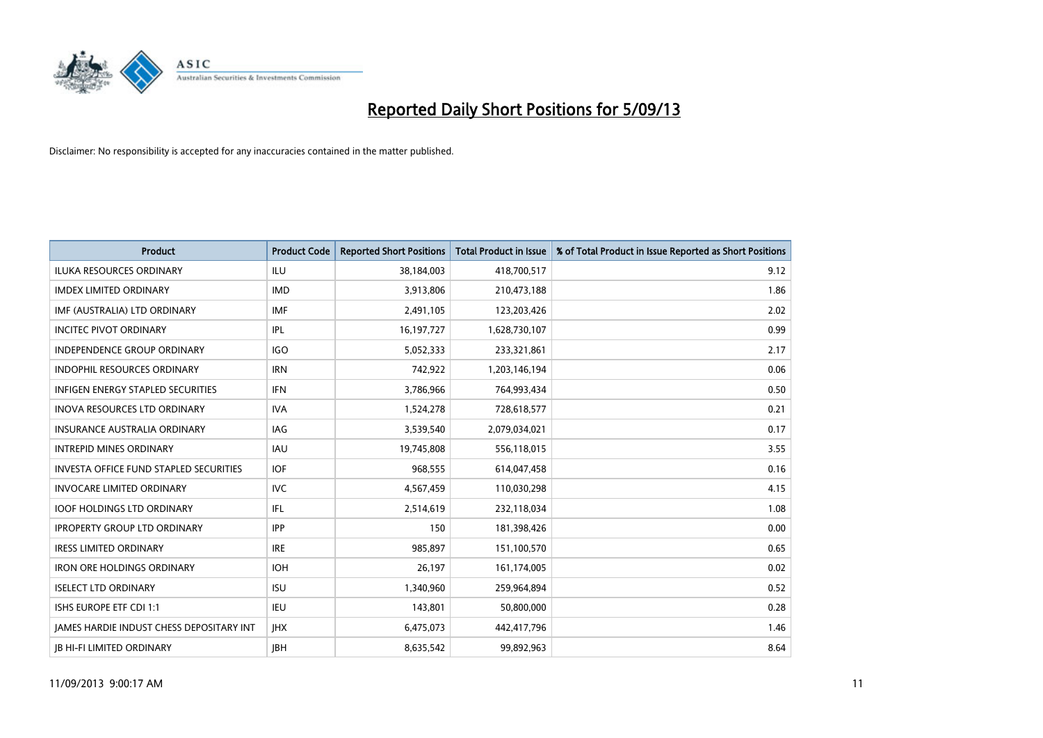# Reported Daily Short Positions for 5/09/13

Disclaimer: No responsibility is accepted for any inaccuracies contained in the matter published.

| Product | Product Code | Reported Short Positions | Total Product in Issue | % of Total Product in Issue Reported as Short Positions |
|---|---|---|---|---|
| ILUKA RESOURCES ORDINARY | ILU | 38,184,003 | 418,700,517 | 9.12 |
| IMDEX LIMITED ORDINARY | IMD | 3,913,806 | 210,473,188 | 1.86 |
| IMF (AUSTRALIA) LTD ORDINARY | IMF | 2,491,105 | 123,203,426 | 2.02 |
| INCITEC PIVOT ORDINARY | IPL | 16,197,727 | 1,628,730,107 | 0.99 |
| INDEPENDENCE GROUP ORDINARY | IGO | 5,052,333 | 233,321,861 | 2.17 |
| INDOPHIL RESOURCES ORDINARY | IRN | 742,922 | 1,203,146,194 | 0.06 |
| INFIGEN ENERGY STAPLED SECURITIES | IFN | 3,786,966 | 764,993,434 | 0.50 |
| INOVA RESOURCES LTD ORDINARY | IVA | 1,524,278 | 728,618,577 | 0.21 |
| INSURANCE AUSTRALIA ORDINARY | IAG | 3,539,540 | 2,079,034,021 | 0.17 |
| INTREPID MINES ORDINARY | IAU | 19,745,808 | 556,118,015 | 3.55 |
| INVESTA OFFICE FUND STAPLED SECURITIES | IOF | 968,555 | 614,047,458 | 0.16 |
| INVOCARE LIMITED ORDINARY | IVC | 4,567,459 | 110,030,298 | 4.15 |
| IOOF HOLDINGS LTD ORDINARY | IFL | 2,514,619 | 232,118,034 | 1.08 |
| IPROPERTY GROUP LTD ORDINARY | IPP | 150 | 181,398,426 | 0.00 |
| IRESS LIMITED ORDINARY | IRE | 985,897 | 151,100,570 | 0.65 |
| IRON ORE HOLDINGS ORDINARY | IOH | 26,197 | 161,174,005 | 0.02 |
| ISELECT LTD ORDINARY | ISU | 1,340,960 | 259,964,894 | 0.52 |
| ISHS EUROPE ETF CDI 1:1 | IEU | 143,801 | 50,800,000 | 0.28 |
| JAMES HARDIE INDUST CHESS DEPOSITARY INT | JHX | 6,475,073 | 442,417,796 | 1.46 |
| JB HI-FI LIMITED ORDINARY | JBH | 8,635,542 | 99,892,963 | 8.64 |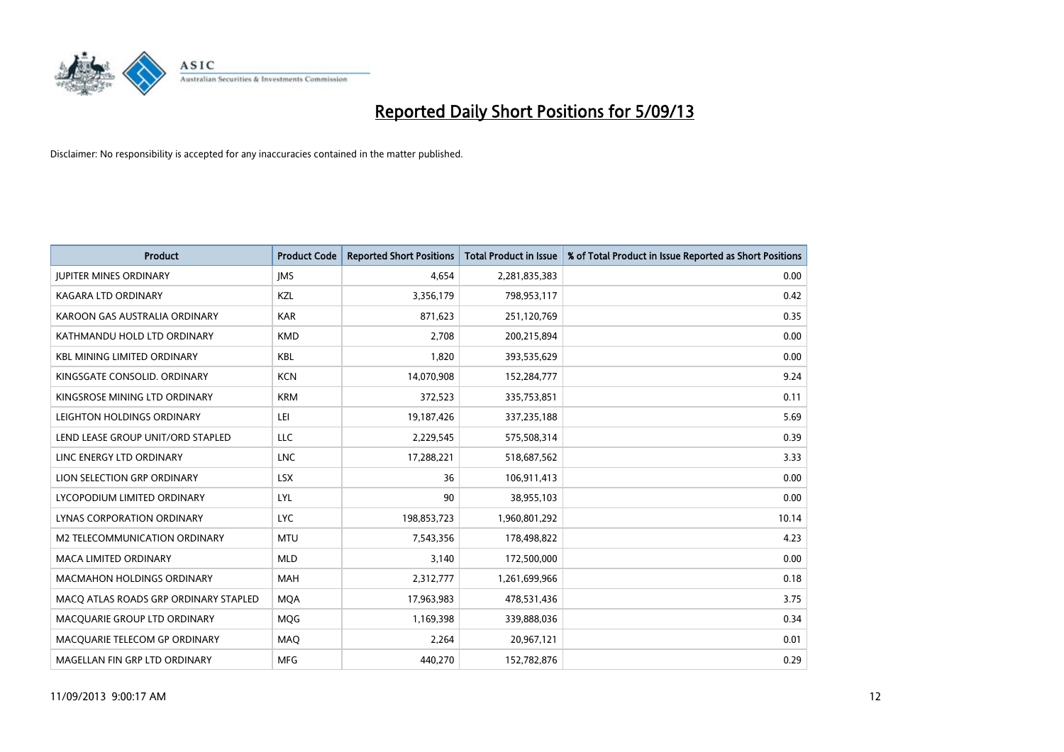# Reported Daily Short Positions for 5/09/13

Disclaimer: No responsibility is accepted for any inaccuracies contained in the matter published.

| Product | Product Code | Reported Short Positions | Total Product in Issue | % of Total Product in Issue Reported as Short Positions |
|---|---|---|---|---|
| JUPITER MINES ORDINARY | JMS | 4,654 | 2,281,835,383 | 0.00 |
| KAGARA LTD ORDINARY | KZL | 3,356,179 | 798,953,117 | 0.42 |
| KAROON GAS AUSTRALIA ORDINARY | KAR | 871,623 | 251,120,769 | 0.35 |
| KATHMANDU HOLD LTD ORDINARY | KMD | 2,708 | 200,215,894 | 0.00 |
| KBL MINING LIMITED ORDINARY | KBL | 1,820 | 393,535,629 | 0.00 |
| KINGSGATE CONSOLID. ORDINARY | KCN | 14,070,908 | 152,284,777 | 9.24 |
| KINGSROSE MINING LTD ORDINARY | KRM | 372,523 | 335,753,851 | 0.11 |
| LEIGHTON HOLDINGS ORDINARY | LEI | 19,187,426 | 337,235,188 | 5.69 |
| LEND LEASE GROUP UNIT/ORD STAPLED | LLC | 2,229,545 | 575,508,314 | 0.39 |
| LINC ENERGY LTD ORDINARY | LNC | 17,288,221 | 518,687,562 | 3.33 |
| LION SELECTION GRP ORDINARY | LSX | 36 | 106,911,413 | 0.00 |
| LYCOPODIUM LIMITED ORDINARY | LYL | 90 | 38,955,103 | 0.00 |
| LYNAS CORPORATION ORDINARY | LYC | 198,853,723 | 1,960,801,292 | 10.14 |
| M2 TELECOMMUNICATION ORDINARY | MTU | 7,543,356 | 178,498,822 | 4.23 |
| MACA LIMITED ORDINARY | MLD | 3,140 | 172,500,000 | 0.00 |
| MACMAHON HOLDINGS ORDINARY | MAH | 2,312,777 | 1,261,699,966 | 0.18 |
| MACQ ATLAS ROADS GRP ORDINARY STAPLED | MQA | 17,963,983 | 478,531,436 | 3.75 |
| MACQUARIE GROUP LTD ORDINARY | MQG | 1,169,398 | 339,888,036 | 0.34 |
| MACQUARIE TELECOM GP ORDINARY | MAQ | 2,264 | 20,967,121 | 0.01 |
| MAGELLAN FIN GRP LTD ORDINARY | MFG | 440,270 | 152,782,876 | 0.29 |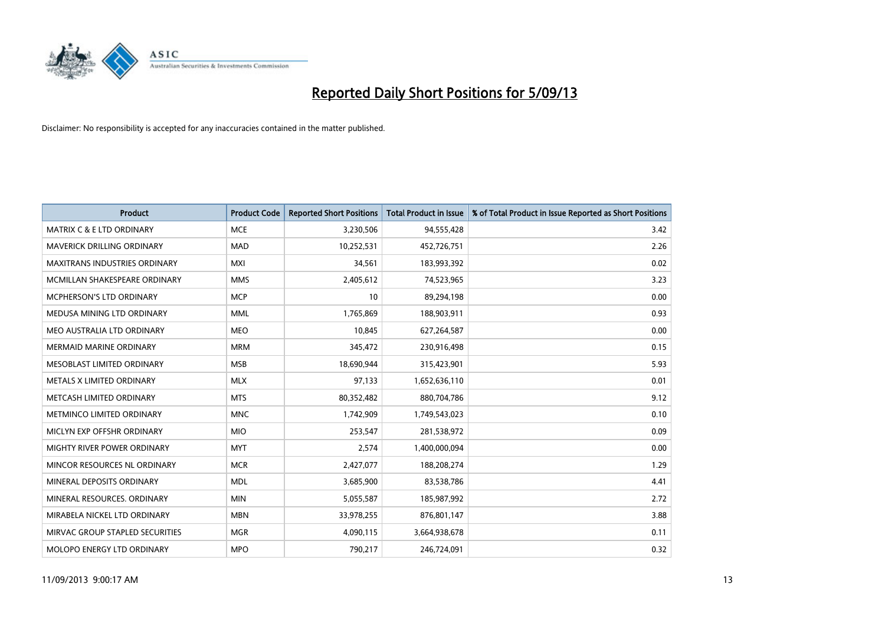# Reported Daily Short Positions for 5/09/13

Disclaimer: No responsibility is accepted for any inaccuracies contained in the matter published.

| Product | Product Code | Reported Short Positions | Total Product in Issue | % of Total Product in Issue Reported as Short Positions |
|---|---|---|---|---|
| MATRIX C & E LTD ORDINARY | MCE | 3,230,506 | 94,555,428 | 3.42 |
| MAVERICK DRILLING ORDINARY | MAD | 10,252,531 | 452,726,751 | 2.26 |
| MAXITRANS INDUSTRIES ORDINARY | MXI | 34,561 | 183,993,392 | 0.02 |
| MCMILLAN SHAKESPEARE ORDINARY | MMS | 2,405,612 | 74,523,965 | 3.23 |
| MCPHERSON'S LTD ORDINARY | MCP | 10 | 89,294,198 | 0.00 |
| MEDUSA MINING LTD ORDINARY | MML | 1,765,869 | 188,903,911 | 0.93 |
| MEO AUSTRALIA LTD ORDINARY | MEO | 10,845 | 627,264,587 | 0.00 |
| MERMAID MARINE ORDINARY | MRM | 345,472 | 230,916,498 | 0.15 |
| MESOBLAST LIMITED ORDINARY | MSB | 18,690,944 | 315,423,901 | 5.93 |
| METALS X LIMITED ORDINARY | MLX | 97,133 | 1,652,636,110 | 0.01 |
| METCASH LIMITED ORDINARY | MTS | 80,352,482 | 880,704,786 | 9.12 |
| METMINCO LIMITED ORDINARY | MNC | 1,742,909 | 1,749,543,023 | 0.10 |
| MICLYN EXP OFFSHR ORDINARY | MIO | 253,547 | 281,538,972 | 0.09 |
| MIGHTY RIVER POWER ORDINARY | MYT | 2,574 | 1,400,000,094 | 0.00 |
| MINCOR RESOURCES NL ORDINARY | MCR | 2,427,077 | 188,208,274 | 1.29 |
| MINERAL DEPOSITS ORDINARY | MDL | 3,685,900 | 83,538,786 | 4.41 |
| MINERAL RESOURCES. ORDINARY | MIN | 5,055,587 | 185,987,992 | 2.72 |
| MIRABELA NICKEL LTD ORDINARY | MBN | 33,978,255 | 876,801,147 | 3.88 |
| MIRVAC GROUP STAPLED SECURITIES | MGR | 4,090,115 | 3,664,938,678 | 0.11 |
| MOLOPO ENERGY LTD ORDINARY | MPO | 790,217 | 246,724,091 | 0.32 |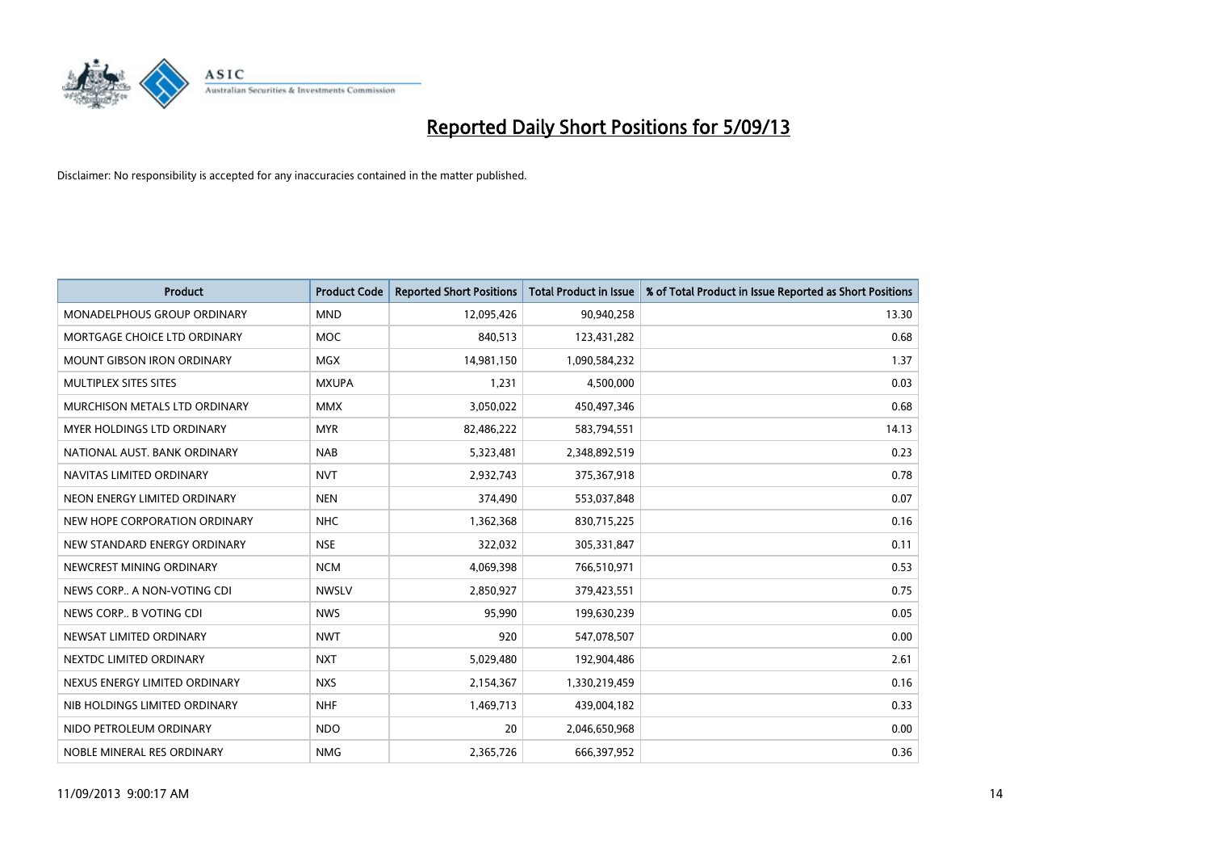# Reported Daily Short Positions for 5/09/13

Disclaimer: No responsibility is accepted for any inaccuracies contained in the matter published.

| Product | Product Code | Reported Short Positions | Total Product in Issue | % of Total Product in Issue Reported as Short Positions |
|---|---|---|---|---|
| MONADELPHOUS GROUP ORDINARY | MND | 12,095,426 | 90,940,258 | 13.30 |
| MORTGAGE CHOICE LTD ORDINARY | MOC | 840,513 | 123,431,282 | 0.68 |
| MOUNT GIBSON IRON ORDINARY | MGX | 14,981,150 | 1,090,584,232 | 1.37 |
| MULTIPLEX SITES SITES | MXUPA | 1,231 | 4,500,000 | 0.03 |
| MURCHISON METALS LTD ORDINARY | MMX | 3,050,022 | 450,497,346 | 0.68 |
| MYER HOLDINGS LTD ORDINARY | MYR | 82,486,222 | 583,794,551 | 14.13 |
| NATIONAL AUST. BANK ORDINARY | NAB | 5,323,481 | 2,348,892,519 | 0.23 |
| NAVITAS LIMITED ORDINARY | NVT | 2,932,743 | 375,367,918 | 0.78 |
| NEON ENERGY LIMITED ORDINARY | NEN | 374,490 | 553,037,848 | 0.07 |
| NEW HOPE CORPORATION ORDINARY | NHC | 1,362,368 | 830,715,225 | 0.16 |
| NEW STANDARD ENERGY ORDINARY | NSE | 322,032 | 305,331,847 | 0.11 |
| NEWCREST MINING ORDINARY | NCM | 4,069,398 | 766,510,971 | 0.53 |
| NEWS CORP.. A NON-VOTING CDI | NWSLV | 2,850,927 | 379,423,551 | 0.75 |
| NEWS CORP.. B VOTING CDI | NWS | 95,990 | 199,630,239 | 0.05 |
| NEWSAT LIMITED ORDINARY | NWT | 920 | 547,078,507 | 0.00 |
| NEXTDC LIMITED ORDINARY | NXT | 5,029,480 | 192,904,486 | 2.61 |
| NEXUS ENERGY LIMITED ORDINARY | NXS | 2,154,367 | 1,330,219,459 | 0.16 |
| NIB HOLDINGS LIMITED ORDINARY | NHF | 1,469,713 | 439,004,182 | 0.33 |
| NIDO PETROLEUM ORDINARY | NDO | 20 | 2,046,650,968 | 0.00 |
| NOBLE MINERAL RES ORDINARY | NMG | 2,365,726 | 666,397,952 | 0.36 |

11/09/2013 9:00:17 AM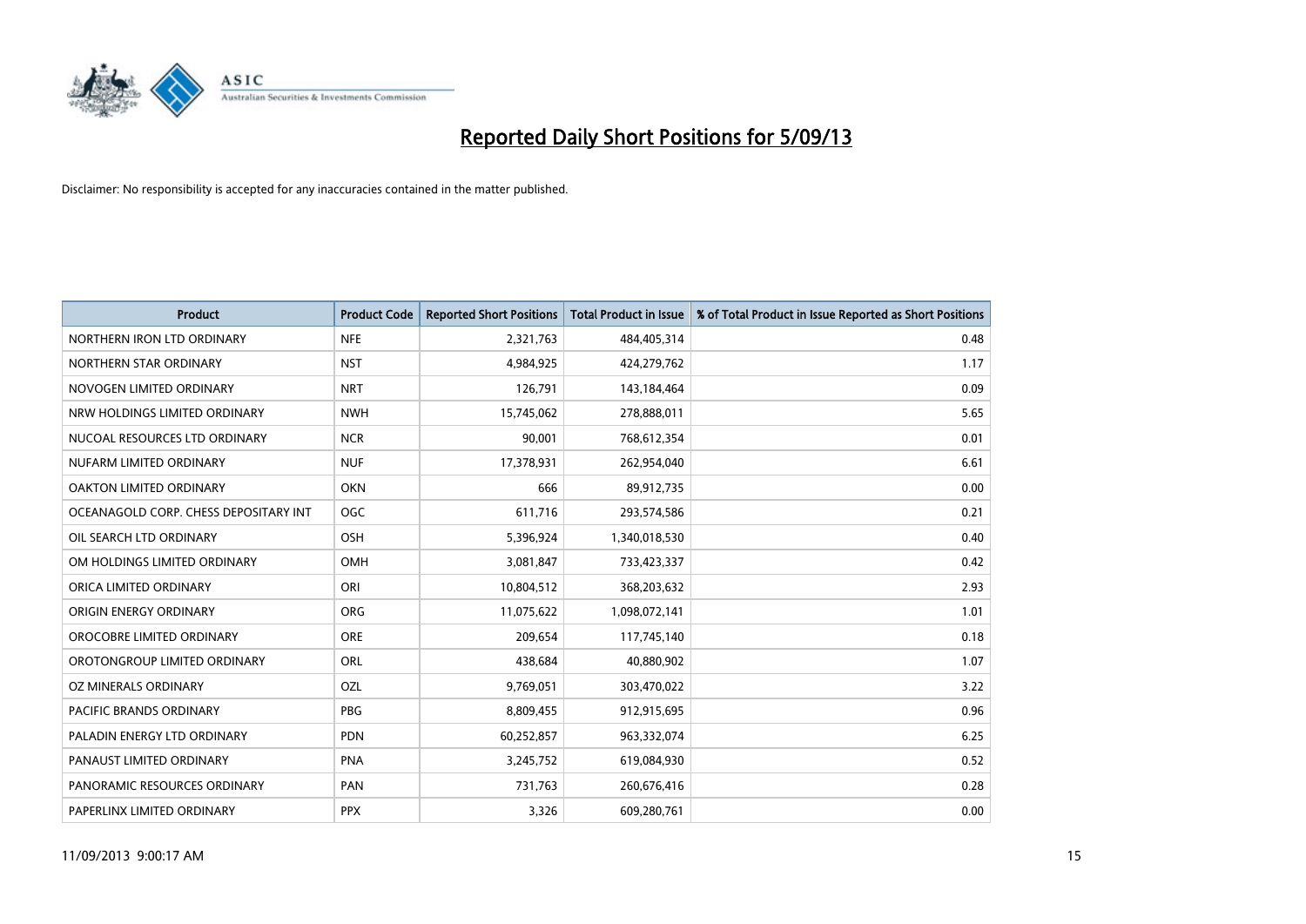# Reported Daily Short Positions for 5/09/13

Disclaimer: No responsibility is accepted for any inaccuracies contained in the matter published.

| Product | Product Code | Reported Short Positions | Total Product in Issue | % of Total Product in Issue Reported as Short Positions |
|---|---|---|---|---|
| NORTHERN IRON LTD ORDINARY | NFE | 2,321,763 | 484,405,314 | 0.48 |
| NORTHERN STAR ORDINARY | NST | 4,984,925 | 424,279,762 | 1.17 |
| NOVOGEN LIMITED ORDINARY | NRT | 126,791 | 143,184,464 | 0.09 |
| NRW HOLDINGS LIMITED ORDINARY | NWH | 15,745,062 | 278,888,011 | 5.65 |
| NUCOAL RESOURCES LTD ORDINARY | NCR | 90,001 | 768,612,354 | 0.01 |
| NUFARM LIMITED ORDINARY | NUF | 17,378,931 | 262,954,040 | 6.61 |
| OAKTON LIMITED ORDINARY | OKN | 666 | 89,912,735 | 0.00 |
| OCEANAGOLD CORP. CHESS DEPOSITARY INT | OGC | 611,716 | 293,574,586 | 0.21 |
| OIL SEARCH LTD ORDINARY | OSH | 5,396,924 | 1,340,018,530 | 0.40 |
| OM HOLDINGS LIMITED ORDINARY | OMH | 3,081,847 | 733,423,337 | 0.42 |
| ORICA LIMITED ORDINARY | ORI | 10,804,512 | 368,203,632 | 2.93 |
| ORIGIN ENERGY ORDINARY | ORG | 11,075,622 | 1,098,072,141 | 1.01 |
| OROCOBRE LIMITED ORDINARY | ORE | 209,654 | 117,745,140 | 0.18 |
| OROTONGROUP LIMITED ORDINARY | ORL | 438,684 | 40,880,902 | 1.07 |
| OZ MINERALS ORDINARY | OZL | 9,769,051 | 303,470,022 | 3.22 |
| PACIFIC BRANDS ORDINARY | PBG | 8,809,455 | 912,915,695 | 0.96 |
| PALADIN ENERGY LTD ORDINARY | PDN | 60,252,857 | 963,332,074 | 6.25 |
| PANAUST LIMITED ORDINARY | PNA | 3,245,752 | 619,084,930 | 0.52 |
| PANORAMIC RESOURCES ORDINARY | PAN | 731,763 | 260,676,416 | 0.28 |
| PAPERLINX LIMITED ORDINARY | PPX | 3,326 | 609,280,761 | 0.00 |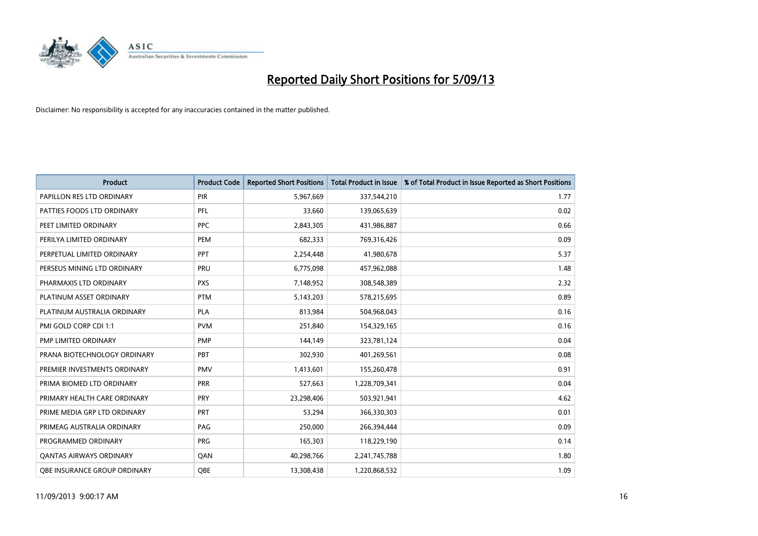# Reported Daily Short Positions for 5/09/13

Disclaimer: No responsibility is accepted for any inaccuracies contained in the matter published.

| Product | Product Code | Reported Short Positions | Total Product in Issue | % of Total Product in Issue Reported as Short Positions |
|---|---|---|---|---|
| PAPILLON RES LTD ORDINARY | PIR | 5,967,669 | 337,544,210 | 1.77 |
| PATTIES FOODS LTD ORDINARY | PFL | 33,660 | 139,065,639 | 0.02 |
| PEET LIMITED ORDINARY | PPC | 2,843,305 | 431,986,887 | 0.66 |
| PERILYA LIMITED ORDINARY | PEM | 682,333 | 769,316,426 | 0.09 |
| PERPETUAL LIMITED ORDINARY | PPT | 2,254,448 | 41,980,678 | 5.37 |
| PERSEUS MINING LTD ORDINARY | PRU | 6,775,098 | 457,962,088 | 1.48 |
| PHARMAXIS LTD ORDINARY | PXS | 7,148,952 | 308,548,389 | 2.32 |
| PLATINUM ASSET ORDINARY | PTM | 5,143,203 | 578,215,695 | 0.89 |
| PLATINUM AUSTRALIA ORDINARY | PLA | 813,984 | 504,968,043 | 0.16 |
| PMI GOLD CORP CDI 1:1 | PVM | 251,840 | 154,329,165 | 0.16 |
| PMP LIMITED ORDINARY | PMP | 144,149 | 323,781,124 | 0.04 |
| PRANA BIOTECHNOLOGY ORDINARY | PBT | 302,930 | 401,269,561 | 0.08 |
| PREMIER INVESTMENTS ORDINARY | PMV | 1,413,601 | 155,260,478 | 0.91 |
| PRIMA BIOMED LTD ORDINARY | PRR | 527,663 | 1,228,709,341 | 0.04 |
| PRIMARY HEALTH CARE ORDINARY | PRY | 23,298,406 | 503,921,941 | 4.62 |
| PRIME MEDIA GRP LTD ORDINARY | PRT | 53,294 | 366,330,303 | 0.01 |
| PRIMEAG AUSTRALIA ORDINARY | PAG | 250,000 | 266,394,444 | 0.09 |
| PROGRAMMED ORDINARY | PRG | 165,303 | 118,229,190 | 0.14 |
| QANTAS AIRWAYS ORDINARY | QAN | 40,298,766 | 2,241,745,788 | 1.80 |
| QBE INSURANCE GROUP ORDINARY | QBE | 13,308,438 | 1,220,868,532 | 1.09 |

11/09/2013 9:00:17 AM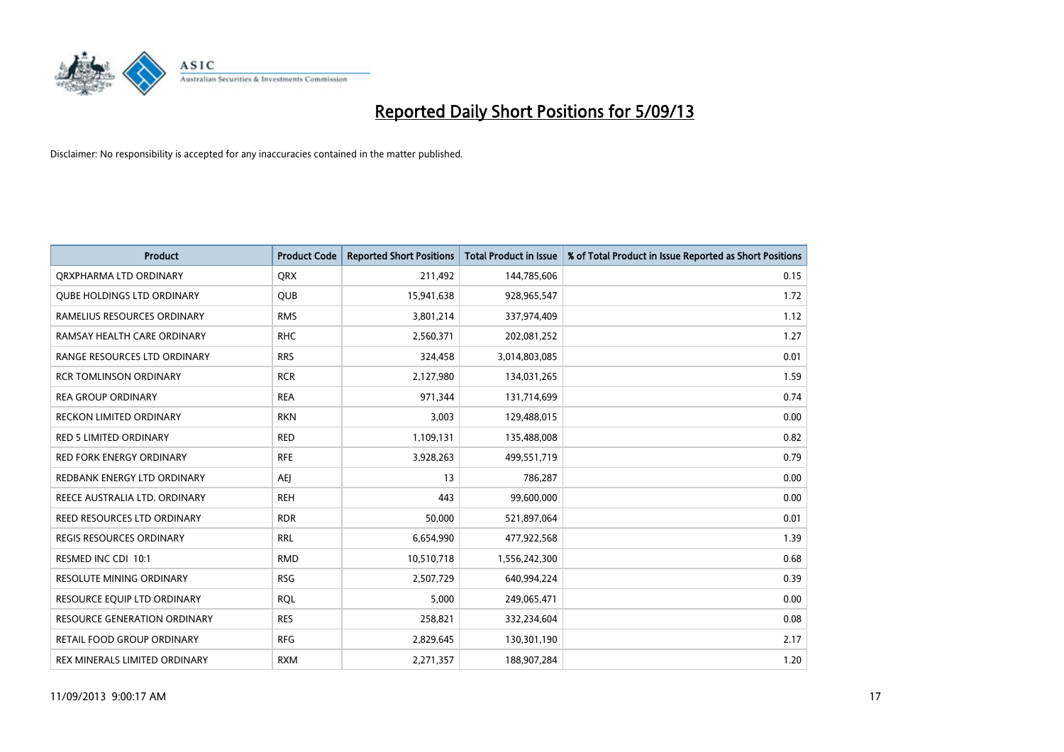# Reported Daily Short Positions for 5/09/13

Disclaimer: No responsibility is accepted for any inaccuracies contained in the matter published.

| Product | Product Code | Reported Short Positions | Total Product in Issue | % of Total Product in Issue Reported as Short Positions |
|---|---|---|---|---|
| QRXPHARMA LTD ORDINARY | QRX | 211,492 | 144,785,606 | 0.15 |
| QUBE HOLDINGS LTD ORDINARY | QUB | 15,941,638 | 928,965,547 | 1.72 |
| RAMELIUS RESOURCES ORDINARY | RMS | 3,801,214 | 337,974,409 | 1.12 |
| RAMSAY HEALTH CARE ORDINARY | RHC | 2,560,371 | 202,081,252 | 1.27 |
| RANGE RESOURCES LTD ORDINARY | RRS | 324,458 | 3,014,803,085 | 0.01 |
| RCR TOMLINSON ORDINARY | RCR | 2,127,980 | 134,031,265 | 1.59 |
| REA GROUP ORDINARY | REA | 971,344 | 131,714,699 | 0.74 |
| RECKON LIMITED ORDINARY | RKN | 3,003 | 129,488,015 | 0.00 |
| RED 5 LIMITED ORDINARY | RED | 1,109,131 | 135,488,008 | 0.82 |
| RED FORK ENERGY ORDINARY | RFE | 3,928,263 | 499,551,719 | 0.79 |
| REDBANK ENERGY LTD ORDINARY | AEJ | 13 | 786,287 | 0.00 |
| REECE AUSTRALIA LTD. ORDINARY | REH | 443 | 99,600,000 | 0.00 |
| REED RESOURCES LTD ORDINARY | RDR | 50,000 | 521,897,064 | 0.01 |
| REGIS RESOURCES ORDINARY | RRL | 6,654,990 | 477,922,568 | 1.39 |
| RESMED INC CDI 10:1 | RMD | 10,510,718 | 1,556,242,300 | 0.68 |
| RESOLUTE MINING ORDINARY | RSG | 2,507,729 | 640,994,224 | 0.39 |
| RESOURCE EQUIP LTD ORDINARY | RQL | 5,000 | 249,065,471 | 0.00 |
| RESOURCE GENERATION ORDINARY | RES | 258,821 | 332,234,604 | 0.08 |
| RETAIL FOOD GROUP ORDINARY | RFG | 2,829,645 | 130,301,190 | 2.17 |
| REX MINERALS LIMITED ORDINARY | RXM | 2,271,357 | 188,907,284 | 1.20 |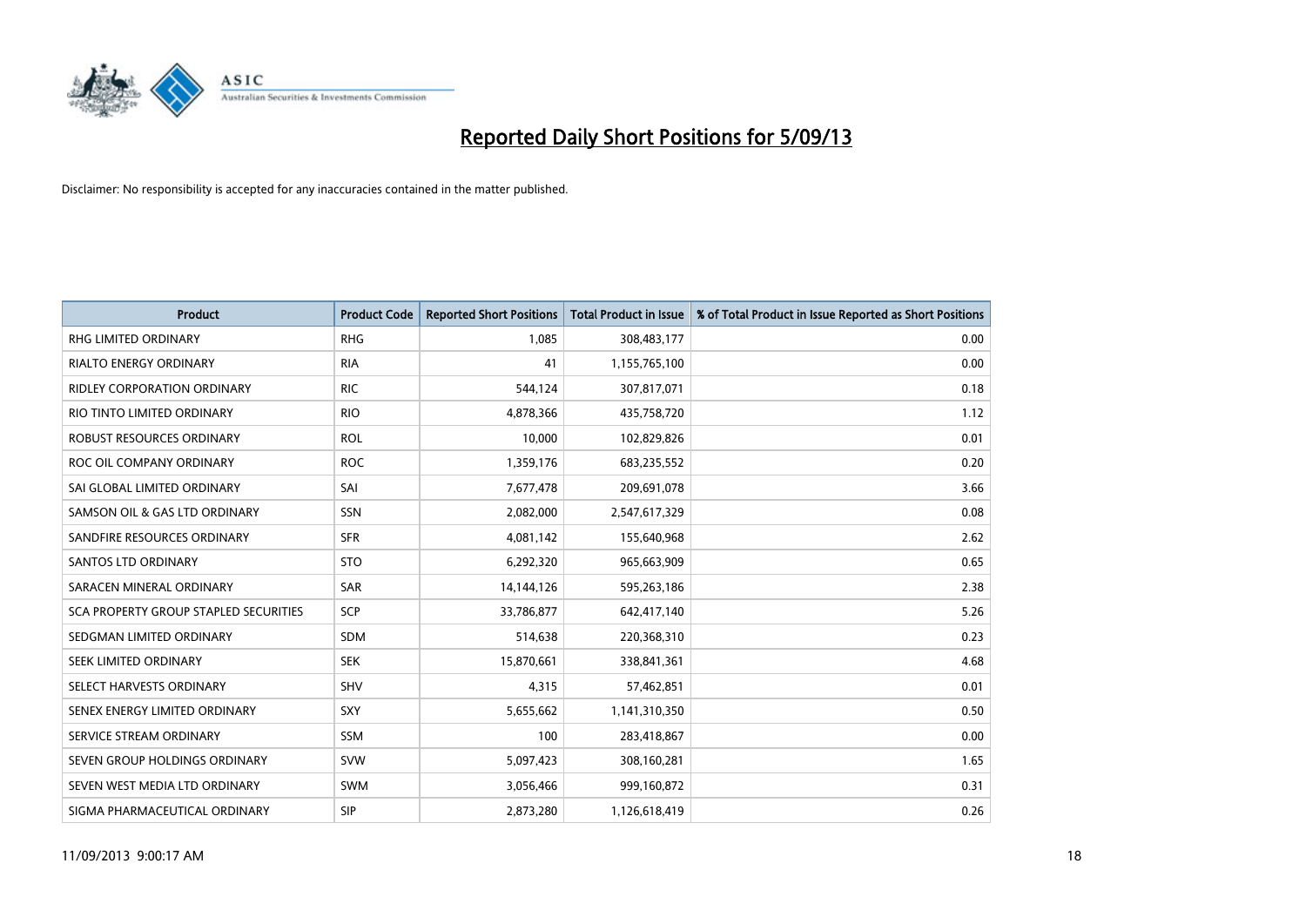# Reported Daily Short Positions for 5/09/13

Disclaimer: No responsibility is accepted for any inaccuracies contained in the matter published.

| Product | Product Code | Reported Short Positions | Total Product in Issue | % of Total Product in Issue Reported as Short Positions |
| --- | --- | --- | --- | --- |
| RHG LIMITED ORDINARY | RHG | 1,085 | 308,483,177 | 0.00 |
| RIALTO ENERGY ORDINARY | RIA | 41 | 1,155,765,100 | 0.00 |
| RIDLEY CORPORATION ORDINARY | RIC | 544,124 | 307,817,071 | 0.18 |
| RIO TINTO LIMITED ORDINARY | RIO | 4,878,366 | 435,758,720 | 1.12 |
| ROBUST RESOURCES ORDINARY | ROL | 10,000 | 102,829,826 | 0.01 |
| ROC OIL COMPANY ORDINARY | ROC | 1,359,176 | 683,235,552 | 0.20 |
| SAI GLOBAL LIMITED ORDINARY | SAI | 7,677,478 | 209,691,078 | 3.66 |
| SAMSON OIL & GAS LTD ORDINARY | SSN | 2,082,000 | 2,547,617,329 | 0.08 |
| SANDFIRE RESOURCES ORDINARY | SFR | 4,081,142 | 155,640,968 | 2.62 |
| SANTOS LTD ORDINARY | STO | 6,292,320 | 965,663,909 | 0.65 |
| SARACEN MINERAL ORDINARY | SAR | 14,144,126 | 595,263,186 | 2.38 |
| SCA PROPERTY GROUP STAPLED SECURITIES | SCP | 33,786,877 | 642,417,140 | 5.26 |
| SEDGMAN LIMITED ORDINARY | SDM | 514,638 | 220,368,310 | 0.23 |
| SEEK LIMITED ORDINARY | SEK | 15,870,661 | 338,841,361 | 4.68 |
| SELECT HARVESTS ORDINARY | SHV | 4,315 | 57,462,851 | 0.01 |
| SENEX ENERGY LIMITED ORDINARY | SXY | 5,655,662 | 1,141,310,350 | 0.50 |
| SERVICE STREAM ORDINARY | SSM | 100 | 283,418,867 | 0.00 |
| SEVEN GROUP HOLDINGS ORDINARY | SVW | 5,097,423 | 308,160,281 | 1.65 |
| SEVEN WEST MEDIA LTD ORDINARY | SWM | 3,056,466 | 999,160,872 | 0.31 |
| SIGMA PHARMACEUTICAL ORDINARY | SIP | 2,873,280 | 1,126,618,419 | 0.26 |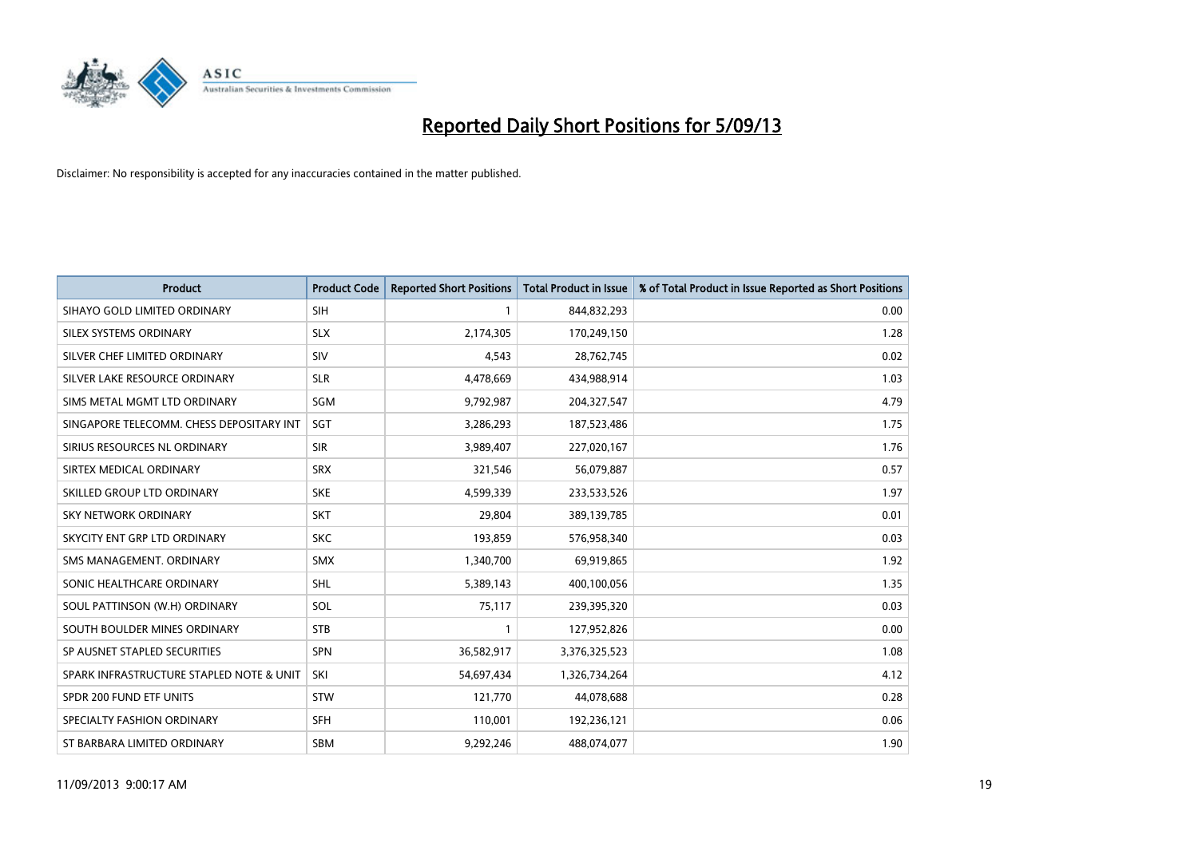# Reported Daily Short Positions for 5/09/13

Disclaimer: No responsibility is accepted for any inaccuracies contained in the matter published.

| Product | Product Code | Reported Short Positions | Total Product in Issue | % of Total Product in Issue Reported as Short Positions |
|---|---|---|---|---|
| SIHAYO GOLD LIMITED ORDINARY | SIH | 1 | 844,832,293 | 0.00 |
| SILEX SYSTEMS ORDINARY | SLX | 2,174,305 | 170,249,150 | 1.28 |
| SILVER CHEF LIMITED ORDINARY | SIV | 4,543 | 28,762,745 | 0.02 |
| SILVER LAKE RESOURCE ORDINARY | SLR | 4,478,669 | 434,988,914 | 1.03 |
| SIMS METAL MGMT LTD ORDINARY | SGM | 9,792,987 | 204,327,547 | 4.79 |
| SINGAPORE TELECOMM. CHESS DEPOSITARY INT | SGT | 3,286,293 | 187,523,486 | 1.75 |
| SIRIUS RESOURCES NL ORDINARY | SIR | 3,989,407 | 227,020,167 | 1.76 |
| SIRTEX MEDICAL ORDINARY | SRX | 321,546 | 56,079,887 | 0.57 |
| SKILLED GROUP LTD ORDINARY | SKE | 4,599,339 | 233,533,526 | 1.97 |
| SKY NETWORK ORDINARY | SKT | 29,804 | 389,139,785 | 0.01 |
| SKYCITY ENT GRP LTD ORDINARY | SKC | 193,859 | 576,958,340 | 0.03 |
| SMS MANAGEMENT. ORDINARY | SMX | 1,340,700 | 69,919,865 | 1.92 |
| SONIC HEALTHCARE ORDINARY | SHL | 5,389,143 | 400,100,056 | 1.35 |
| SOUL PATTINSON (W.H) ORDINARY | SOL | 75,117 | 239,395,320 | 0.03 |
| SOUTH BOULDER MINES ORDINARY | STB | 1 | 127,952,826 | 0.00 |
| SP AUSNET STAPLED SECURITIES | SPN | 36,582,917 | 3,376,325,523 | 1.08 |
| SPARK INFRASTRUCTURE STAPLED NOTE & UNIT | SKI | 54,697,434 | 1,326,734,264 | 4.12 |
| SPDR 200 FUND ETF UNITS | STW | 121,770 | 44,078,688 | 0.28 |
| SPECIALTY FASHION ORDINARY | SFH | 110,001 | 192,236,121 | 0.06 |
| ST BARBARA LIMITED ORDINARY | SBM | 9,292,246 | 488,074,077 | 1.90 |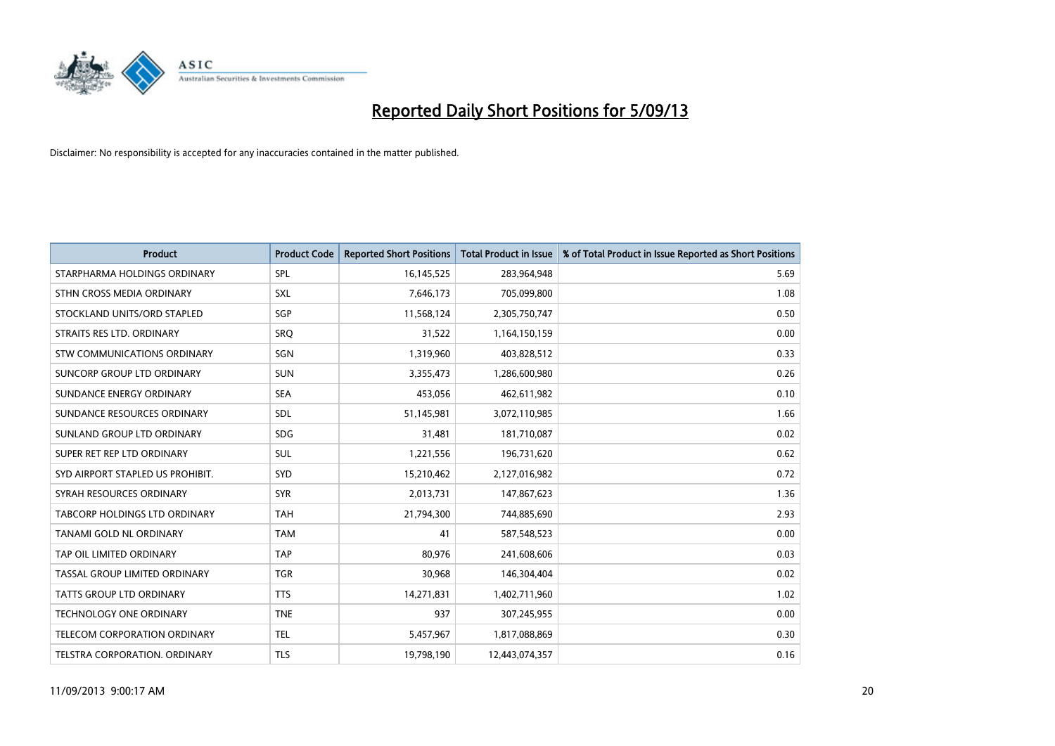# Reported Daily Short Positions for 5/09/13

Disclaimer: No responsibility is accepted for any inaccuracies contained in the matter published.

| Product | Product Code | Reported Short Positions | Total Product in Issue | % of Total Product in Issue Reported as Short Positions |
|---|---|---|---|---|
| STARPHARMA HOLDINGS ORDINARY | SPL | 16,145,525 | 283,964,948 | 5.69 |
| STHN CROSS MEDIA ORDINARY | SXL | 7,646,173 | 705,099,800 | 1.08 |
| STOCKLAND UNITS/ORD STAPLED | SGP | 11,568,124 | 2,305,750,747 | 0.50 |
| STRAITS RES LTD. ORDINARY | SRQ | 31,522 | 1,164,150,159 | 0.00 |
| STW COMMUNICATIONS ORDINARY | SGN | 1,319,960 | 403,828,512 | 0.33 |
| SUNCORP GROUP LTD ORDINARY | SUN | 3,355,473 | 1,286,600,980 | 0.26 |
| SUNDANCE ENERGY ORDINARY | SEA | 453,056 | 462,611,982 | 0.10 |
| SUNDANCE RESOURCES ORDINARY | SDL | 51,145,981 | 3,072,110,985 | 1.66 |
| SUNLAND GROUP LTD ORDINARY | SDG | 31,481 | 181,710,087 | 0.02 |
| SUPER RET REP LTD ORDINARY | SUL | 1,221,556 | 196,731,620 | 0.62 |
| SYD AIRPORT STAPLED US PROHIBIT. | SYD | 15,210,462 | 2,127,016,982 | 0.72 |
| SYRAH RESOURCES ORDINARY | SYR | 2,013,731 | 147,867,623 | 1.36 |
| TABCORP HOLDINGS LTD ORDINARY | TAH | 21,794,300 | 744,885,690 | 2.93 |
| TANAMI GOLD NL ORDINARY | TAM | 41 | 587,548,523 | 0.00 |
| TAP OIL LIMITED ORDINARY | TAP | 80,976 | 241,608,606 | 0.03 |
| TASSAL GROUP LIMITED ORDINARY | TGR | 30,968 | 146,304,404 | 0.02 |
| TATTS GROUP LTD ORDINARY | TTS | 14,271,831 | 1,402,711,960 | 1.02 |
| TECHNOLOGY ONE ORDINARY | TNE | 937 | 307,245,955 | 0.00 |
| TELECOM CORPORATION ORDINARY | TEL | 5,457,967 | 1,817,088,869 | 0.30 |
| TELSTRA CORPORATION. ORDINARY | TLS | 19,798,190 | 12,443,074,357 | 0.16 |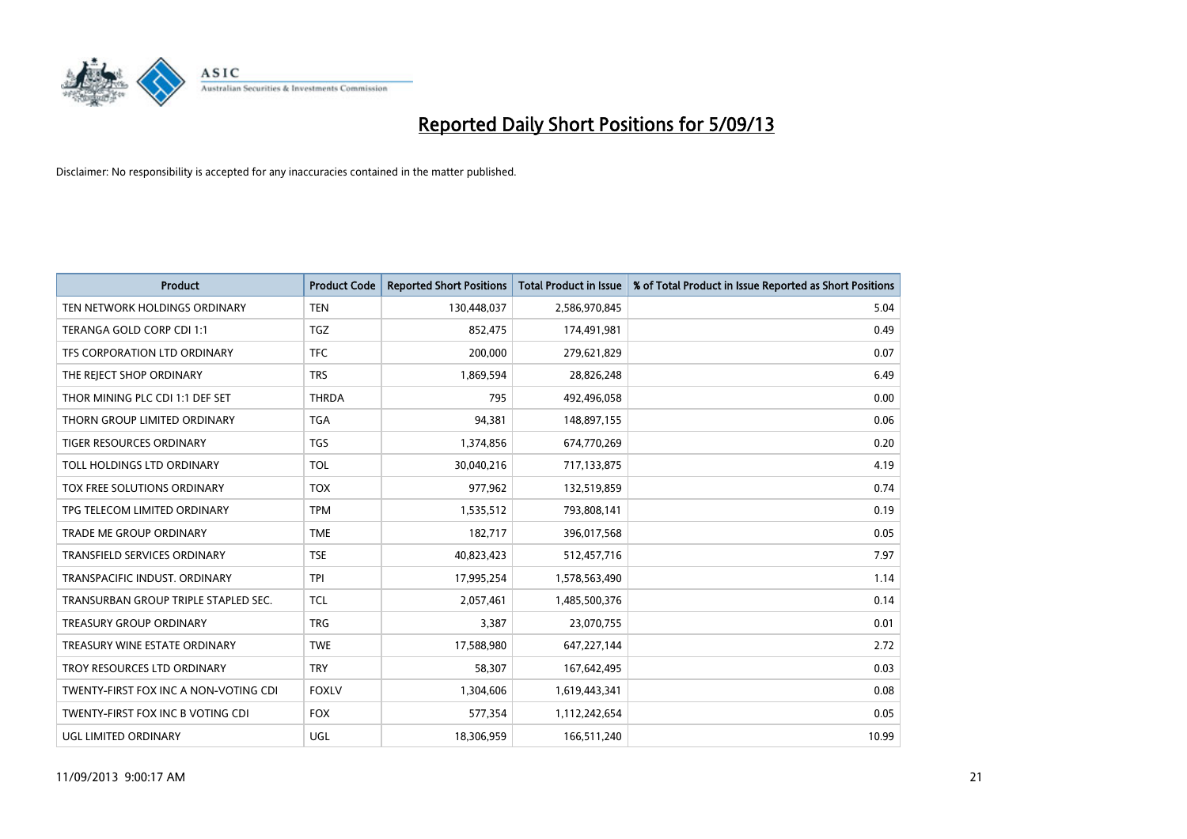# Reported Daily Short Positions for 5/09/13

Disclaimer: No responsibility is accepted for any inaccuracies contained in the matter published.

| Product | Product Code | Reported Short Positions | Total Product in Issue | % of Total Product in Issue Reported as Short Positions |
|---|---|---|---|---|
| TEN NETWORK HOLDINGS ORDINARY | TEN | 130,448,037 | 2,586,970,845 | 5.04 |
| TERANGA GOLD CORP CDI 1:1 | TGZ | 852,475 | 174,491,981 | 0.49 |
| TFS CORPORATION LTD ORDINARY | TFC | 200,000 | 279,621,829 | 0.07 |
| THE REJECT SHOP ORDINARY | TRS | 1,869,594 | 28,826,248 | 6.49 |
| THOR MINING PLC CDI 1:1 DEF SET | THRDA | 795 | 492,496,058 | 0.00 |
| THORN GROUP LIMITED ORDINARY | TGA | 94,381 | 148,897,155 | 0.06 |
| TIGER RESOURCES ORDINARY | TGS | 1,374,856 | 674,770,269 | 0.20 |
| TOLL HOLDINGS LTD ORDINARY | TOL | 30,040,216 | 717,133,875 | 4.19 |
| TOX FREE SOLUTIONS ORDINARY | TOX | 977,962 | 132,519,859 | 0.74 |
| TPG TELECOM LIMITED ORDINARY | TPM | 1,535,512 | 793,808,141 | 0.19 |
| TRADE ME GROUP ORDINARY | TME | 182,717 | 396,017,568 | 0.05 |
| TRANSFIELD SERVICES ORDINARY | TSE | 40,823,423 | 512,457,716 | 7.97 |
| TRANSPACIFIC INDUST. ORDINARY | TPI | 17,995,254 | 1,578,563,490 | 1.14 |
| TRANSURBAN GROUP TRIPLE STAPLED SEC. | TCL | 2,057,461 | 1,485,500,376 | 0.14 |
| TREASURY GROUP ORDINARY | TRG | 3,387 | 23,070,755 | 0.01 |
| TREASURY WINE ESTATE ORDINARY | TWE | 17,588,980 | 647,227,144 | 2.72 |
| TROY RESOURCES LTD ORDINARY | TRY | 58,307 | 167,642,495 | 0.03 |
| TWENTY-FIRST FOX INC A NON-VOTING CDI | FOXLV | 1,304,606 | 1,619,443,341 | 0.08 |
| TWENTY-FIRST FOX INC B VOTING CDI | FOX | 577,354 | 1,112,242,654 | 0.05 |
| UGL LIMITED ORDINARY | UGL | 18,306,959 | 166,511,240 | 10.99 |

11/09/2013 9:00:17 AM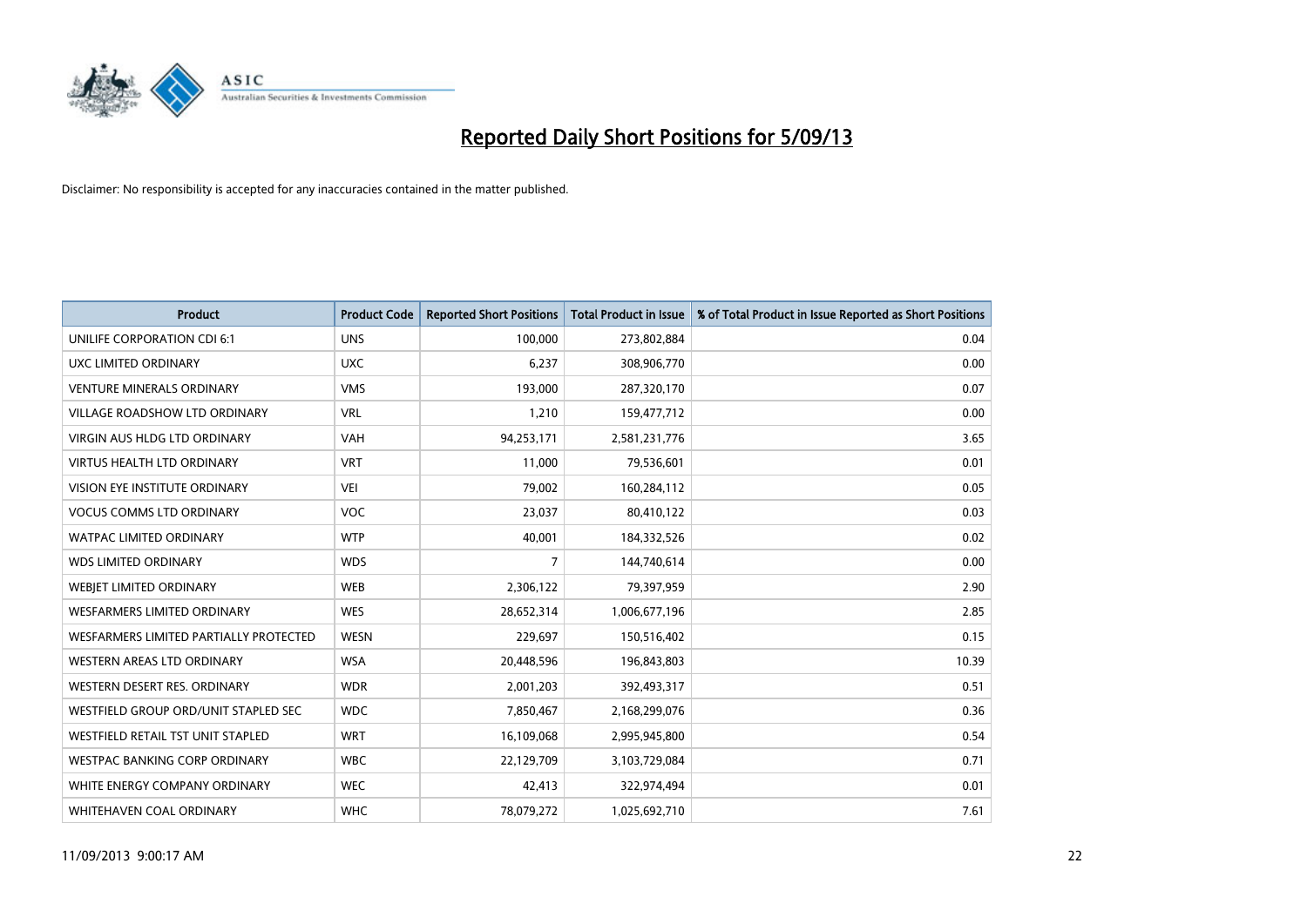# Reported Daily Short Positions for 5/09/13

Disclaimer: No responsibility is accepted for any inaccuracies contained in the matter published.

| Product | Product Code | Reported Short Positions | Total Product in Issue | % of Total Product in Issue Reported as Short Positions |
|---|---|---|---|---|
| UNILIFE CORPORATION CDI 6:1 | UNS | 100,000 | 273,802,884 | 0.04 |
| UXC LIMITED ORDINARY | UXC | 6,237 | 308,906,770 | 0.00 |
| VENTURE MINERALS ORDINARY | VMS | 193,000 | 287,320,170 | 0.07 |
| VILLAGE ROADSHOW LTD ORDINARY | VRL | 1,210 | 159,477,712 | 0.00 |
| VIRGIN AUS HLDG LTD ORDINARY | VAH | 94,253,171 | 2,581,231,776 | 3.65 |
| VIRTUS HEALTH LTD ORDINARY | VRT | 11,000 | 79,536,601 | 0.01 |
| VISION EYE INSTITUTE ORDINARY | VEI | 79,002 | 160,284,112 | 0.05 |
| VOCUS COMMS LTD ORDINARY | VOC | 23,037 | 80,410,122 | 0.03 |
| WATPAC LIMITED ORDINARY | WTP | 40,001 | 184,332,526 | 0.02 |
| WDS LIMITED ORDINARY | WDS | 7 | 144,740,614 | 0.00 |
| WEBJET LIMITED ORDINARY | WEB | 2,306,122 | 79,397,959 | 2.90 |
| WESFARMERS LIMITED ORDINARY | WES | 28,652,314 | 1,006,677,196 | 2.85 |
| WESFARMERS LIMITED PARTIALLY PROTECTED | WESN | 229,697 | 150,516,402 | 0.15 |
| WESTERN AREAS LTD ORDINARY | WSA | 20,448,596 | 196,843,803 | 10.39 |
| WESTERN DESERT RES. ORDINARY | WDR | 2,001,203 | 392,493,317 | 0.51 |
| WESTFIELD GROUP ORD/UNIT STAPLED SEC | WDC | 7,850,467 | 2,168,299,076 | 0.36 |
| WESTFIELD RETAIL TST UNIT STAPLED | WRT | 16,109,068 | 2,995,945,800 | 0.54 |
| WESTPAC BANKING CORP ORDINARY | WBC | 22,129,709 | 3,103,729,084 | 0.71 |
| WHITE ENERGY COMPANY ORDINARY | WEC | 42,413 | 322,974,494 | 0.01 |
| WHITEHAVEN COAL ORDINARY | WHC | 78,079,272 | 1,025,692,710 | 7.61 |

11/09/2013 9:00:17 AM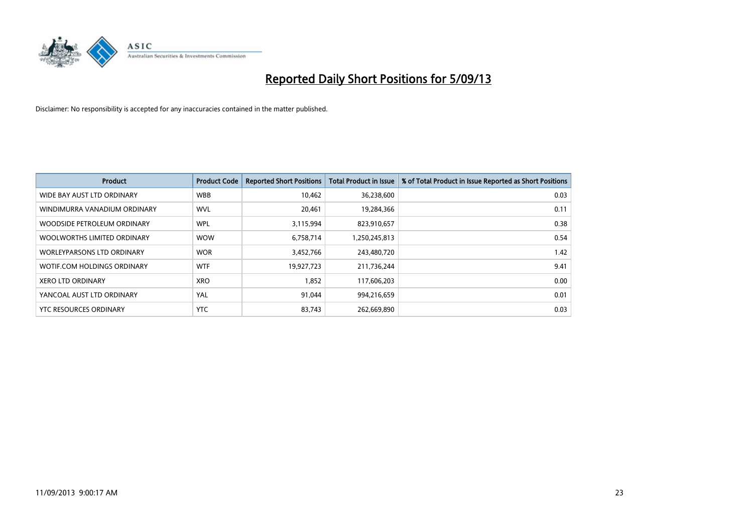# Reported Daily Short Positions for 5/09/13

Disclaimer: No responsibility is accepted for any inaccuracies contained in the matter published.

| Product | Product Code | Reported Short Positions | Total Product in Issue | % of Total Product in Issue Reported as Short Positions |
|---|---|---|---|---|
| WIDE BAY AUST LTD ORDINARY | WBB | 10,462 | 36,238,600 | 0.03 |
| WINDIMURRA VANADIUM ORDINARY | WVL | 20,461 | 19,284,366 | 0.11 |
| WOODSIDE PETROLEUM ORDINARY | WPL | 3,115,994 | 823,910,657 | 0.38 |
| WOOLWORTHS LIMITED ORDINARY | WOW | 6,758,714 | 1,250,245,813 | 0.54 |
| WORLEYPARSONS LTD ORDINARY | WOR | 3,452,766 | 243,480,720 | 1.42 |
| WOTIF.COM HOLDINGS ORDINARY | WTF | 19,927,723 | 211,736,244 | 9.41 |
| XERO LTD ORDINARY | XRO | 1,852 | 117,606,203 | 0.00 |
| YANCOAL AUST LTD ORDINARY | YAL | 91,044 | 994,216,659 | 0.01 |
| YTC RESOURCES ORDINARY | YTC | 83,743 | 262,669,890 | 0.03 |

11/09/2013 9:00:17 AM